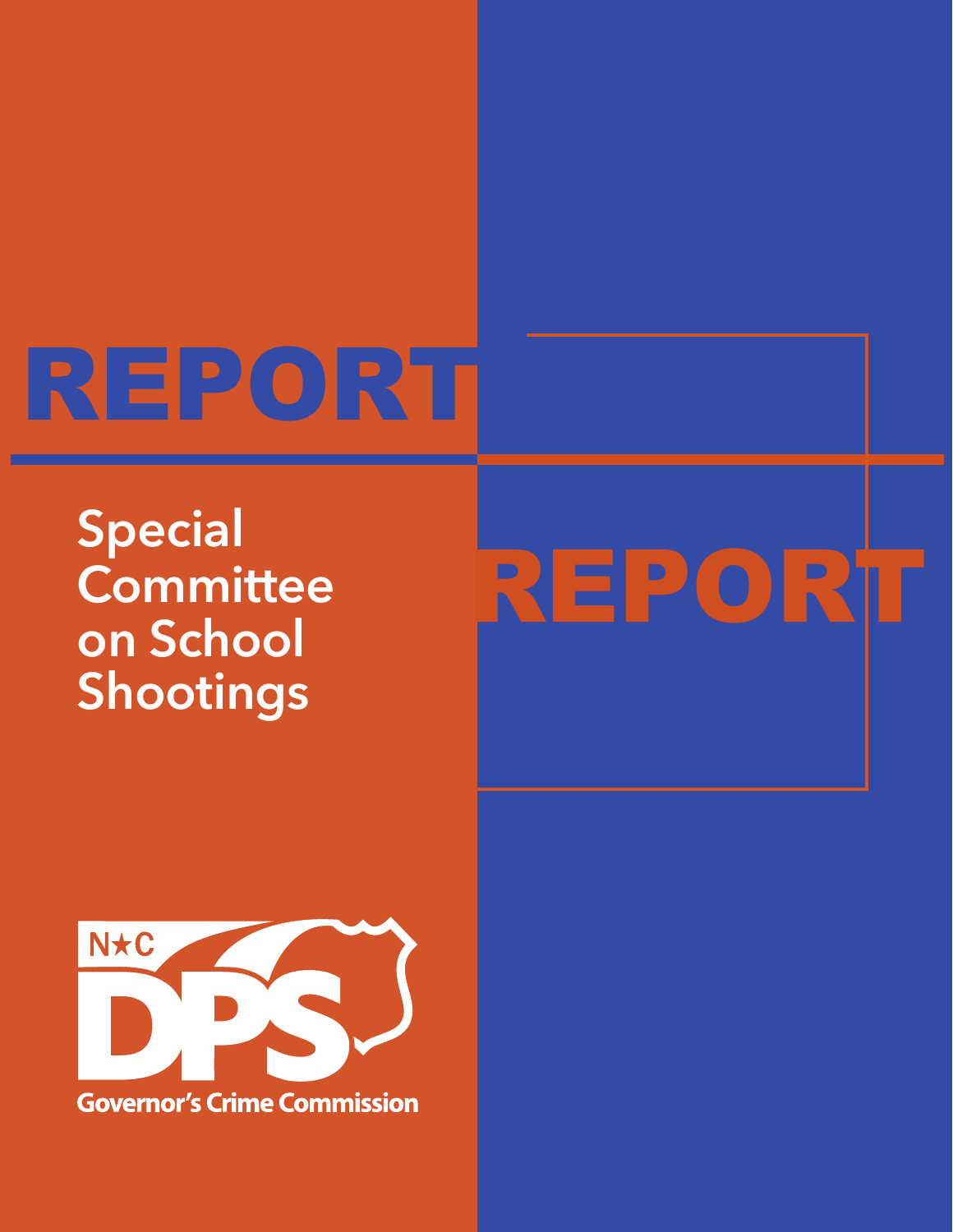# REPORT

## Special Committee on School Shootings

REPORT

N★C DPS

Governor's Crime Commission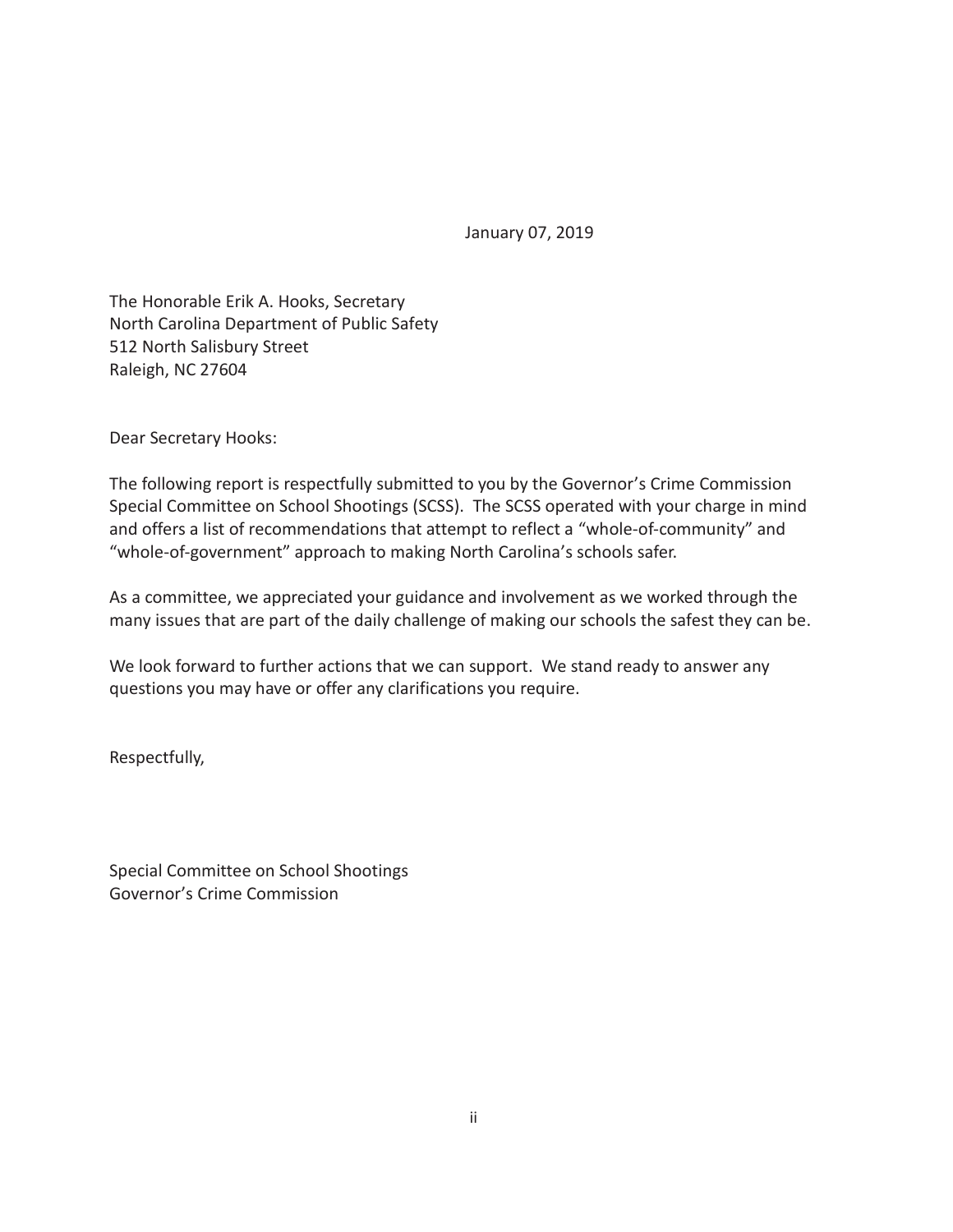January 07, 2019

The Honorable Erik A. Hooks, Secretary
North Carolina Department of Public Safety
512 North Salisbury Street
Raleigh, NC 27604

Dear Secretary Hooks:

The following report is respectfully submitted to you by the Governor's Crime Commission Special Committee on School Shootings (SCSS). The SCSS operated with your charge in mind and offers a list of recommendations that attempt to reflect a "whole-of-community" and "whole-of-government" approach to making North Carolina's schools safer.

As a committee, we appreciated your guidance and involvement as we worked through the many issues that are part of the daily challenge of making our schools the safest they can be.

We look forward to further actions that we can support. We stand ready to answer any questions you may have or offer any clarifications you require.

Respectfully,

Special Committee on School Shootings
Governor's Crime Commission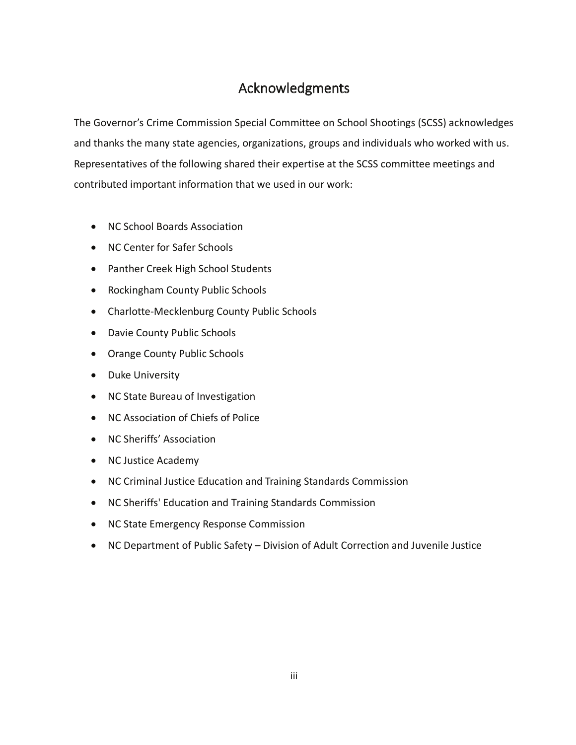# Acknowledgments

The Governor's Crime Commission Special Committee on School Shootings (SCSS) acknowledges and thanks the many state agencies, organizations, groups and individuals who worked with us. Representatives of the following shared their expertise at the SCSS committee meetings and contributed important information that we used in our work:

- NC School Boards Association
- NC Center for Safer Schools
- Panther Creek High School Students
- Rockingham County Public Schools
- Charlotte-Mecklenburg County Public Schools
- Davie County Public Schools
- Orange County Public Schools
- Duke University
- NC State Bureau of Investigation
- NC Association of Chiefs of Police
- NC Sheriffs' Association
- NC Justice Academy
- NC Criminal Justice Education and Training Standards Commission
- NC Sheriffs' Education and Training Standards Commission
- NC State Emergency Response Commission
- NC Department of Public Safety – Division of Adult Correction and Juvenile Justice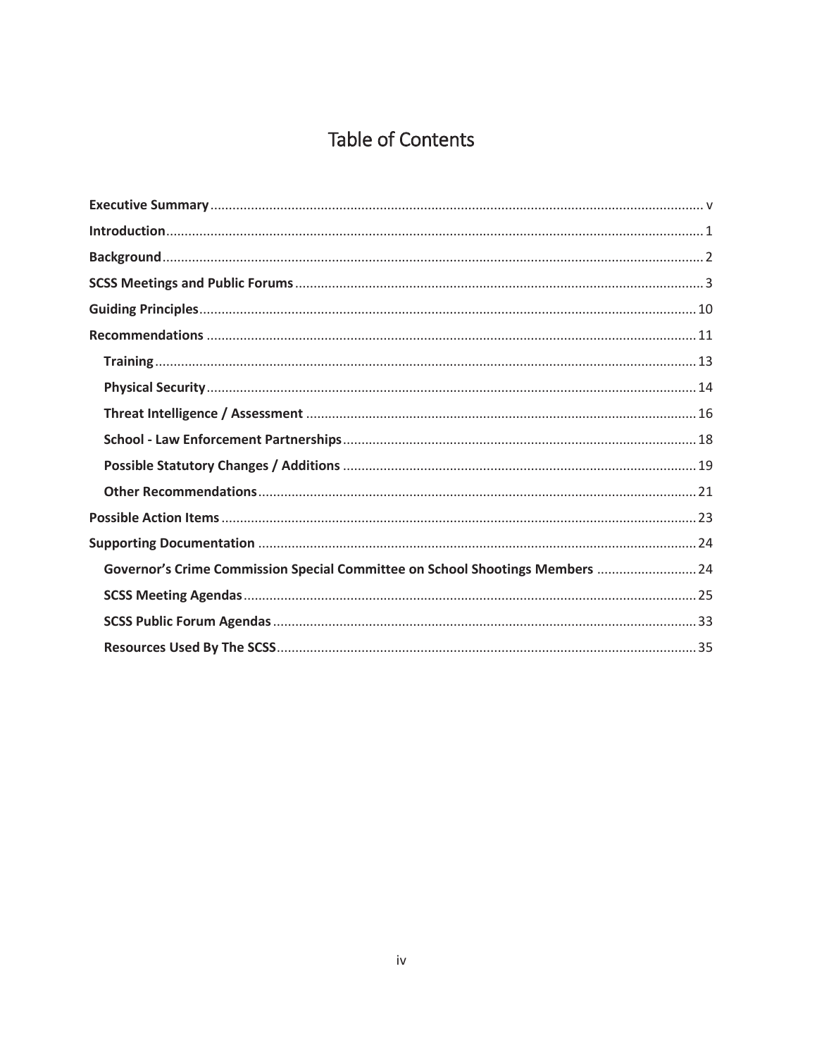# Table of Contents

- **Executive Summary** ... v
- **Introduction** ... 1
- **Background** ... 2
- **SCSS Meetings and Public Forums** ... 3
- **Guiding Principles** ... 10
- **Recommendations** ... 11
  - **Training** ... 13
  - **Physical Security** ... 14
  - **Threat Intelligence / Assessment** ... 16
  - **School - Law Enforcement Partnerships** ... 18
  - **Possible Statutory Changes / Additions** ... 19
  - **Other Recommendations** ... 21
- **Possible Action Items** ... 23
- **Supporting Documentation** ... 24
  - **Governor's Crime Commission Special Committee on School Shootings Members** ... 24
  - **SCSS Meeting Agendas** ... 25
  - **SCSS Public Forum Agendas** ... 33
  - **Resources Used By The SCSS** ... 35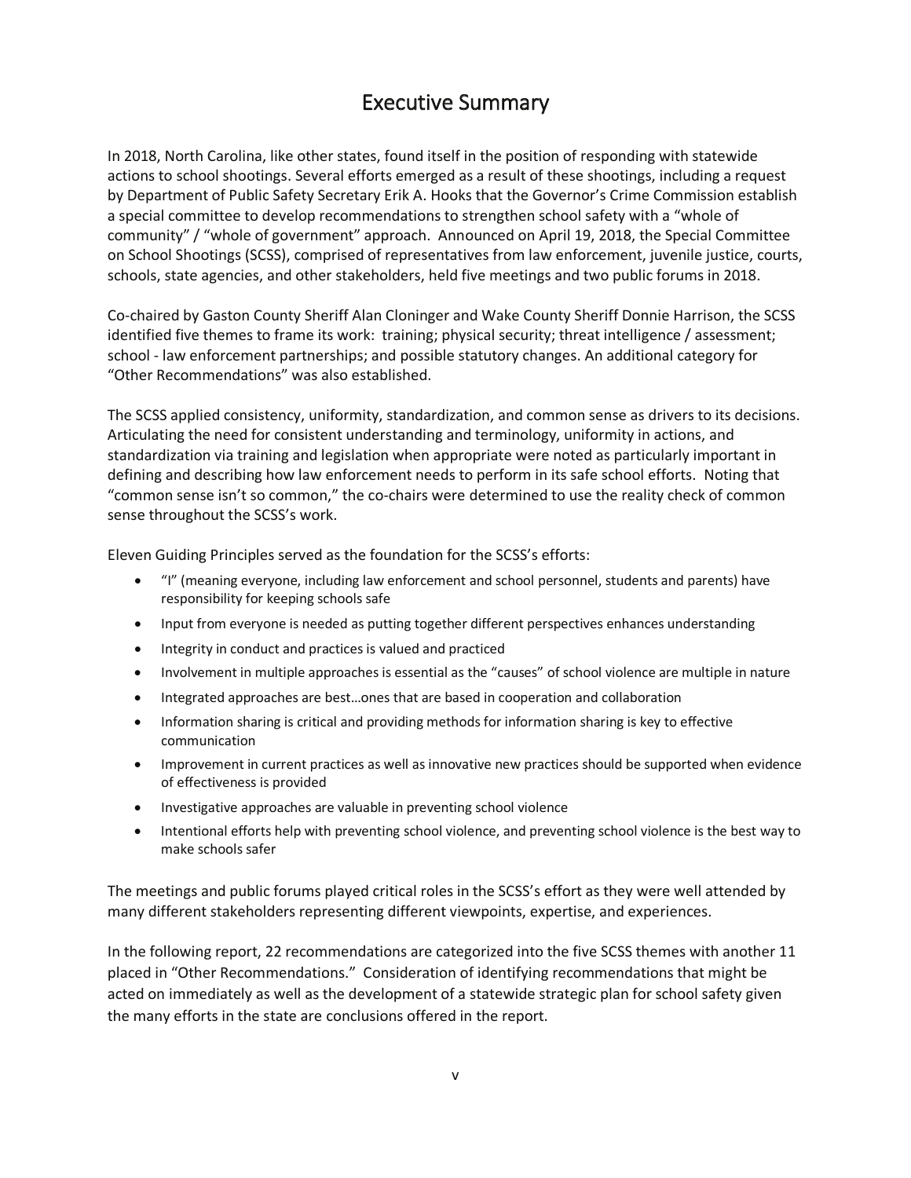# Executive Summary

In 2018, North Carolina, like other states, found itself in the position of responding with statewide actions to school shootings. Several efforts emerged as a result of these shootings, including a request by Department of Public Safety Secretary Erik A. Hooks that the Governor's Crime Commission establish a special committee to develop recommendations to strengthen school safety with a "whole of community" / "whole of government" approach. Announced on April 19, 2018, the Special Committee on School Shootings (SCSS), comprised of representatives from law enforcement, juvenile justice, courts, schools, state agencies, and other stakeholders, held five meetings and two public forums in 2018.

Co-chaired by Gaston County Sheriff Alan Cloninger and Wake County Sheriff Donnie Harrison, the SCSS identified five themes to frame its work: training; physical security; threat intelligence / assessment; school - law enforcement partnerships; and possible statutory changes. An additional category for "Other Recommendations" was also established.

The SCSS applied consistency, uniformity, standardization, and common sense as drivers to its decisions. Articulating the need for consistent understanding and terminology, uniformity in actions, and standardization via training and legislation when appropriate were noted as particularly important in defining and describing how law enforcement needs to perform in its safe school efforts. Noting that "common sense isn't so common," the co-chairs were determined to use the reality check of common sense throughout the SCSS's work.

Eleven Guiding Principles served as the foundation for the SCSS's efforts:

- "I" (meaning everyone, including law enforcement and school personnel, students and parents) have responsibility for keeping schools safe
- Input from everyone is needed as putting together different perspectives enhances understanding
- Integrity in conduct and practices is valued and practiced
- Involvement in multiple approaches is essential as the "causes" of school violence are multiple in nature
- Integrated approaches are best…ones that are based in cooperation and collaboration
- Information sharing is critical and providing methods for information sharing is key to effective communication
- Improvement in current practices as well as innovative new practices should be supported when evidence of effectiveness is provided
- Investigative approaches are valuable in preventing school violence
- Intentional efforts help with preventing school violence, and preventing school violence is the best way to make schools safer

The meetings and public forums played critical roles in the SCSS's effort as they were well attended by many different stakeholders representing different viewpoints, expertise, and experiences.

In the following report, 22 recommendations are categorized into the five SCSS themes with another 11 placed in "Other Recommendations." Consideration of identifying recommendations that might be acted on immediately as well as the development of a statewide strategic plan for school safety given the many efforts in the state are conclusions offered in the report.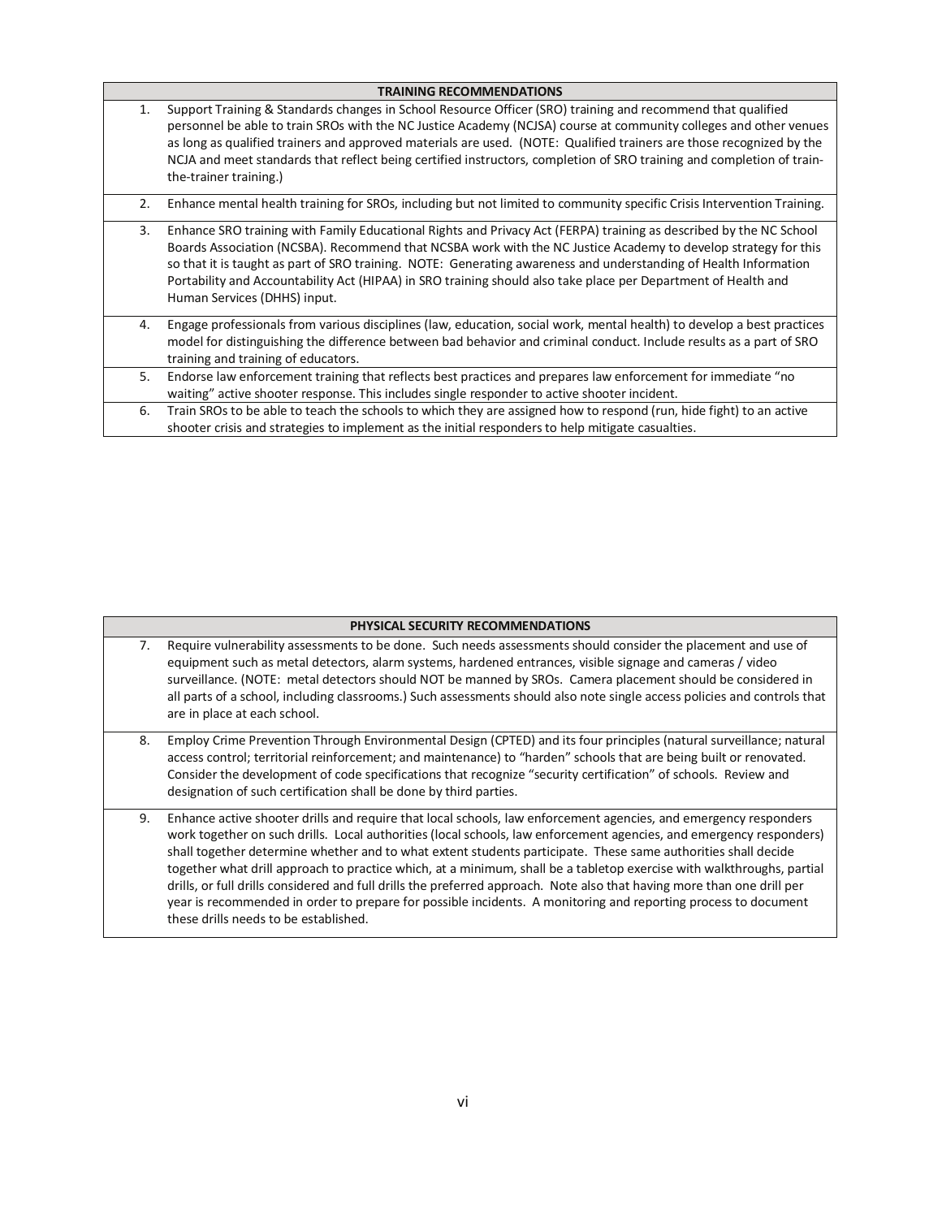| | TRAINING RECOMMENDATIONS |
|---|---|
| 1. | Support Training & Standards changes in School Resource Officer (SRO) training and recommend that qualified personnel be able to train SROs with the NC Justice Academy (NCJSA) course at community colleges and other venues as long as qualified trainers and approved materials are used. (NOTE: Qualified trainers are those recognized by the NCJA and meet standards that reflect being certified instructors, completion of SRO training and completion of train-the-trainer training.) |
| 2. | Enhance mental health training for SROs, including but not limited to community specific Crisis Intervention Training. |
| 3. | Enhance SRO training with Family Educational Rights and Privacy Act (FERPA) training as described by the NC School Boards Association (NCSBA). Recommend that NCSBA work with the NC Justice Academy to develop strategy for this so that it is taught as part of SRO training. NOTE: Generating awareness and understanding of Health Information Portability and Accountability Act (HIPAA) in SRO training should also take place per Department of Health and Human Services (DHHS) input. |
| 4. | Engage professionals from various disciplines (law, education, social work, mental health) to develop a best practices model for distinguishing the difference between bad behavior and criminal conduct. Include results as a part of SRO training and training of educators. |
| 5. | Endorse law enforcement training that reflects best practices and prepares law enforcement for immediate "no waiting" active shooter response. This includes single responder to active shooter incident. |
| 6. | Train SROs to be able to teach the schools to which they are assigned how to respond (run, hide fight) to an active shooter crisis and strategies to implement as the initial responders to help mitigate casualties. |

| | PHYSICAL SECURITY RECOMMENDATIONS |
|---|---|
| 7. | Require vulnerability assessments to be done. Such needs assessments should consider the placement and use of equipment such as metal detectors, alarm systems, hardened entrances, visible signage and cameras / video surveillance. (NOTE: metal detectors should NOT be manned by SROs. Camera placement should be considered in all parts of a school, including classrooms.) Such assessments should also note single access policies and controls that are in place at each school. |
| 8. | Employ Crime Prevention Through Environmental Design (CPTED) and its four principles (natural surveillance; natural access control; territorial reinforcement; and maintenance) to "harden" schools that are being built or renovated. Consider the development of code specifications that recognize "security certification" of schools. Review and designation of such certification shall be done by third parties. |
| 9. | Enhance active shooter drills and require that local schools, law enforcement agencies, and emergency responders work together on such drills. Local authorities (local schools, law enforcement agencies, and emergency responders) shall together determine whether and to what extent students participate. These same authorities shall decide together what drill approach to practice which, at a minimum, shall be a tabletop exercise with walkthroughs, partial drills, or full drills considered and full drills the preferred approach. Note also that having more than one drill per year is recommended in order to prepare for possible incidents. A monitoring and reporting process to document these drills needs to be established. |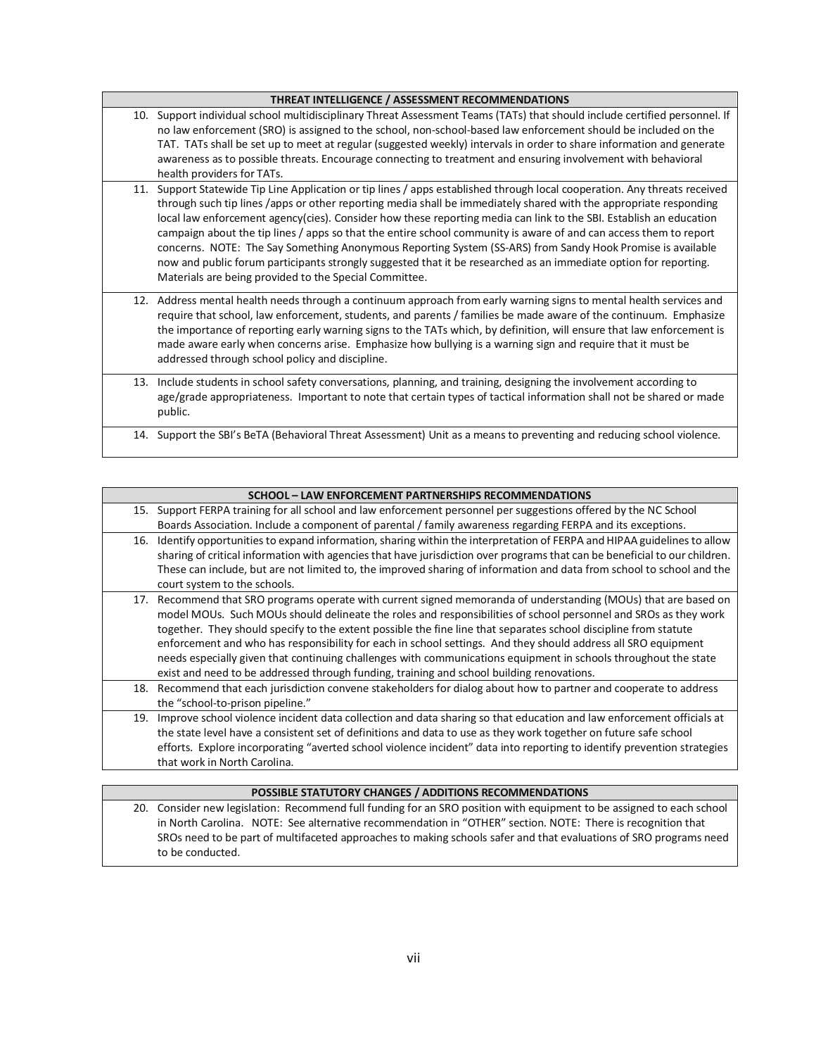| THREAT INTELLIGENCE / ASSESSMENT RECOMMENDATIONS |
|---|
| 10. Support individual school multidisciplinary Threat Assessment Teams (TATs) that should include certified personnel. If no law enforcement (SRO) is assigned to the school, non-school-based law enforcement should be included on the TAT. TATs shall be set up to meet at regular (suggested weekly) intervals in order to share information and generate awareness as to possible threats. Encourage connecting to treatment and ensuring involvement with behavioral health providers for TATs. |
| 11. Support Statewide Tip Line Application or tip lines / apps established through local cooperation. Any threats received through such tip lines /apps or other reporting media shall be immediately shared with the appropriate responding local law enforcement agency(cies). Consider how these reporting media can link to the SBI. Establish an education campaign about the tip lines / apps so that the entire school community is aware of and can access them to report concerns. NOTE: The Say Something Anonymous Reporting System (SS-ARS) from Sandy Hook Promise is available now and public forum participants strongly suggested that it be researched as an immediate option for reporting. Materials are being provided to the Special Committee. |
| 12. Address mental health needs through a continuum approach from early warning signs to mental health services and require that school, law enforcement, students, and parents / families be made aware of the continuum. Emphasize the importance of reporting early warning signs to the TATs which, by definition, will ensure that law enforcement is made aware early when concerns arise. Emphasize how bullying is a warning sign and require that it must be addressed through school policy and discipline. |
| 13. Include students in school safety conversations, planning, and training, designing the involvement according to age/grade appropriateness. Important to note that certain types of tactical information shall not be shared or made public. |
| 14. Support the SBI's BeTA (Behavioral Threat Assessment) Unit as a means to preventing and reducing school violence. |

| SCHOOL – LAW ENFORCEMENT PARTNERSHIPS RECOMMENDATIONS |
|---|
| 15. Support FERPA training for all school and law enforcement personnel per suggestions offered by the NC School Boards Association. Include a component of parental / family awareness regarding FERPA and its exceptions. |
| 16. Identify opportunities to expand information, sharing within the interpretation of FERPA and HIPAA guidelines to allow sharing of critical information with agencies that have jurisdiction over programs that can be beneficial to our children. These can include, but are not limited to, the improved sharing of information and data from school to school and the court system to the schools. |
| 17. Recommend that SRO programs operate with current signed memoranda of understanding (MOUs) that are based on model MOUs. Such MOUs should delineate the roles and responsibilities of school personnel and SROs as they work together. They should specify to the extent possible the fine line that separates school discipline from statute enforcement and who has responsibility for each in school settings. And they should address all SRO equipment needs especially given that continuing challenges with communications equipment in schools throughout the state exist and need to be addressed through funding, training and school building renovations. |
| 18. Recommend that each jurisdiction convene stakeholders for dialog about how to partner and cooperate to address the "school-to-prison pipeline." |
| 19. Improve school violence incident data collection and data sharing so that education and law enforcement officials at the state level have a consistent set of definitions and data to use as they work together on future safe school efforts. Explore incorporating "averted school violence incident" data into reporting to identify prevention strategies that work in North Carolina. |

| POSSIBLE STATUTORY CHANGES / ADDITIONS RECOMMENDATIONS |
|---|
| 20. Consider new legislation: Recommend full funding for an SRO position with equipment to be assigned to each school in North Carolina. NOTE: See alternative recommendation in "OTHER" section. NOTE: There is recognition that SROs need to be part of multifaceted approaches to making schools safer and that evaluations of SRO programs need to be conducted. |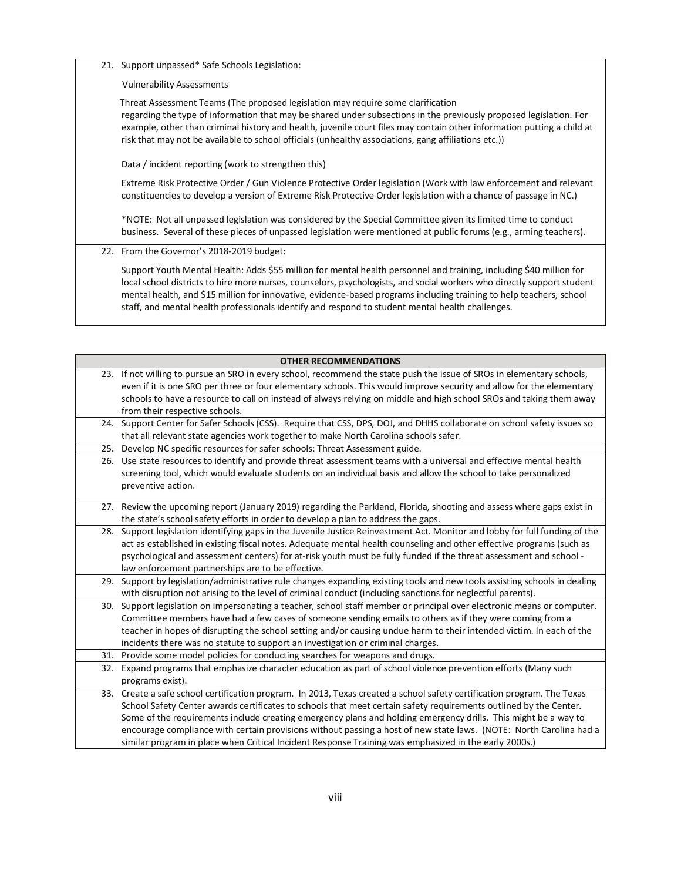21. Support unpassed* Safe Schools Legislation:

    Vulnerability Assessments

    Threat Assessment Teams (The proposed legislation may require some clarification regarding the type of information that may be shared under subsections in the previously proposed legislation. For example, other than criminal history and health, juvenile court files may contain other information putting a child at risk that may not be available to school officials (unhealthy associations, gang affiliations etc.))

    Data / incident reporting (work to strengthen this)

    Extreme Risk Protective Order / Gun Violence Protective Order legislation (Work with law enforcement and relevant constituencies to develop a version of Extreme Risk Protective Order legislation with a chance of passage in NC.)

    *NOTE: Not all unpassed legislation was considered by the Special Committee given its limited time to conduct business. Several of these pieces of unpassed legislation were mentioned at public forums (e.g., arming teachers).

22. From the Governor's 2018-2019 budget:

    Support Youth Mental Health: Adds $55 million for mental health personnel and training, including $40 million for local school districts to hire more nurses, counselors, psychologists, and social workers who directly support student mental health, and $15 million for innovative, evidence-based programs including training to help teachers, school staff, and mental health professionals identify and respond to student mental health challenges.

| OTHER RECOMMENDATIONS |
|---|
| 23. If not willing to pursue an SRO in every school, recommend the state push the issue of SROs in elementary schools, even if it is one SRO per three or four elementary schools. This would improve security and allow for the elementary schools to have a resource to call on instead of always relying on middle and high school SROs and taking them away from their respective schools. |
| 24. Support Center for Safer Schools (CSS). Require that CSS, DPS, DOJ, and DHHS collaborate on school safety issues so that all relevant state agencies work together to make North Carolina schools safer. |
| 25. Develop NC specific resources for safer schools: Threat Assessment guide. |
| 26. Use state resources to identify and provide threat assessment teams with a universal and effective mental health screening tool, which would evaluate students on an individual basis and allow the school to take personalized preventive action. |
| 27. Review the upcoming report (January 2019) regarding the Parkland, Florida, shooting and assess where gaps exist in the state's school safety efforts in order to develop a plan to address the gaps. |
| 28. Support legislation identifying gaps in the Juvenile Justice Reinvestment Act. Monitor and lobby for full funding of the act as established in existing fiscal notes. Adequate mental health counseling and other effective programs (such as psychological and assessment centers) for at-risk youth must be fully funded if the threat assessment and school - law enforcement partnerships are to be effective. |
| 29. Support by legislation/administrative rule changes expanding existing tools and new tools assisting schools in dealing with disruption not arising to the level of criminal conduct (including sanctions for neglectful parents). |
| 30. Support legislation on impersonating a teacher, school staff member or principal over electronic means or computer. Committee members have had a few cases of someone sending emails to others as if they were coming from a teacher in hopes of disrupting the school setting and/or causing undue harm to their intended victim. In each of the incidents there was no statute to support an investigation or criminal charges. |
| 31. Provide some model policies for conducting searches for weapons and drugs. |
| 32. Expand programs that emphasize character education as part of school violence prevention efforts (Many such programs exist). |
| 33. Create a safe school certification program. In 2013, Texas created a school safety certification program. The Texas School Safety Center awards certificates to schools that meet certain safety requirements outlined by the Center. Some of the requirements include creating emergency plans and holding emergency drills. This might be a way to encourage compliance with certain provisions without passing a host of new state laws. (NOTE: North Carolina had a similar program in place when Critical Incident Response Training was emphasized in the early 2000s.) |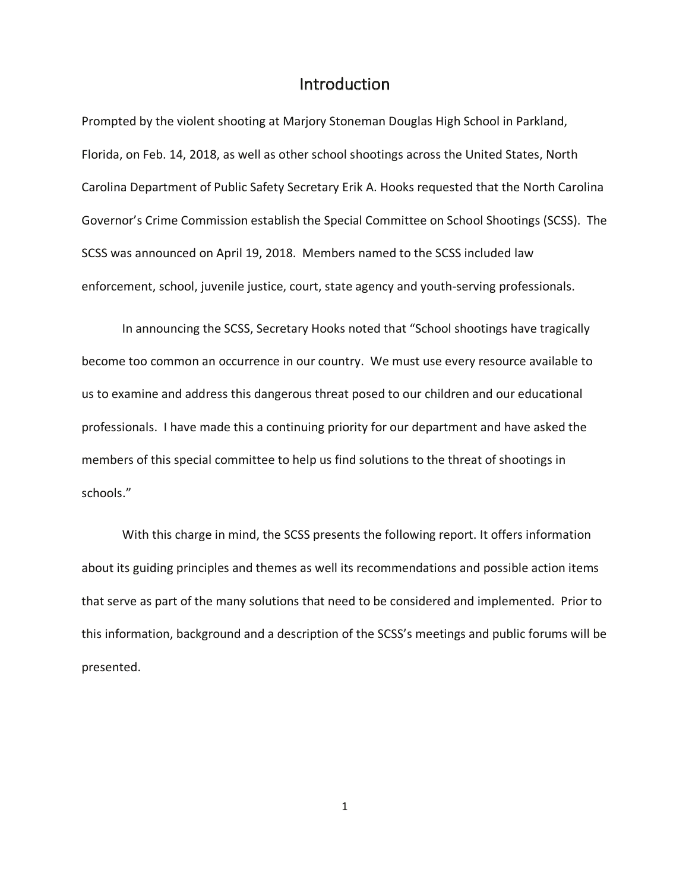# Introduction

Prompted by the violent shooting at Marjory Stoneman Douglas High School in Parkland, Florida, on Feb. 14, 2018, as well as other school shootings across the United States, North Carolina Department of Public Safety Secretary Erik A. Hooks requested that the North Carolina Governor's Crime Commission establish the Special Committee on School Shootings (SCSS). The SCSS was announced on April 19, 2018. Members named to the SCSS included law enforcement, school, juvenile justice, court, state agency and youth-serving professionals.

In announcing the SCSS, Secretary Hooks noted that "School shootings have tragically become too common an occurrence in our country. We must use every resource available to us to examine and address this dangerous threat posed to our children and our educational professionals. I have made this a continuing priority for our department and have asked the members of this special committee to help us find solutions to the threat of shootings in schools."

With this charge in mind, the SCSS presents the following report. It offers information about its guiding principles and themes as well its recommendations and possible action items that serve as part of the many solutions that need to be considered and implemented. Prior to this information, background and a description of the SCSS's meetings and public forums will be presented.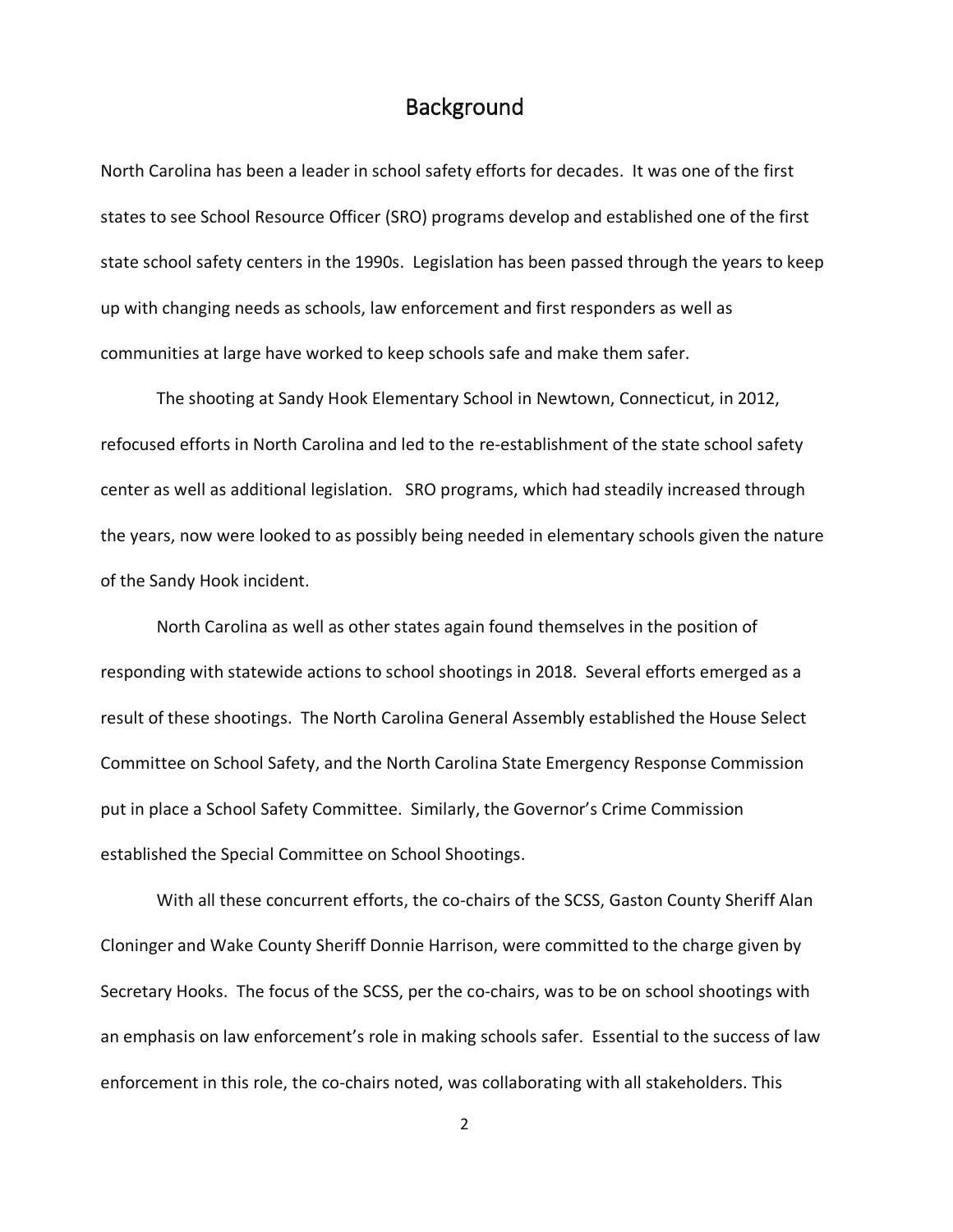# Background

North Carolina has been a leader in school safety efforts for decades. It was one of the first states to see School Resource Officer (SRO) programs develop and established one of the first state school safety centers in the 1990s. Legislation has been passed through the years to keep up with changing needs as schools, law enforcement and first responders as well as communities at large have worked to keep schools safe and make them safer.

The shooting at Sandy Hook Elementary School in Newtown, Connecticut, in 2012, refocused efforts in North Carolina and led to the re-establishment of the state school safety center as well as additional legislation. SRO programs, which had steadily increased through the years, now were looked to as possibly being needed in elementary schools given the nature of the Sandy Hook incident.

North Carolina as well as other states again found themselves in the position of responding with statewide actions to school shootings in 2018. Several efforts emerged as a result of these shootings. The North Carolina General Assembly established the House Select Committee on School Safety, and the North Carolina State Emergency Response Commission put in place a School Safety Committee. Similarly, the Governor's Crime Commission established the Special Committee on School Shootings.

With all these concurrent efforts, the co-chairs of the SCSS, Gaston County Sheriff Alan Cloninger and Wake County Sheriff Donnie Harrison, were committed to the charge given by Secretary Hooks. The focus of the SCSS, per the co-chairs, was to be on school shootings with an emphasis on law enforcement's role in making schools safer. Essential to the success of law enforcement in this role, the co-chairs noted, was collaborating with all stakeholders. This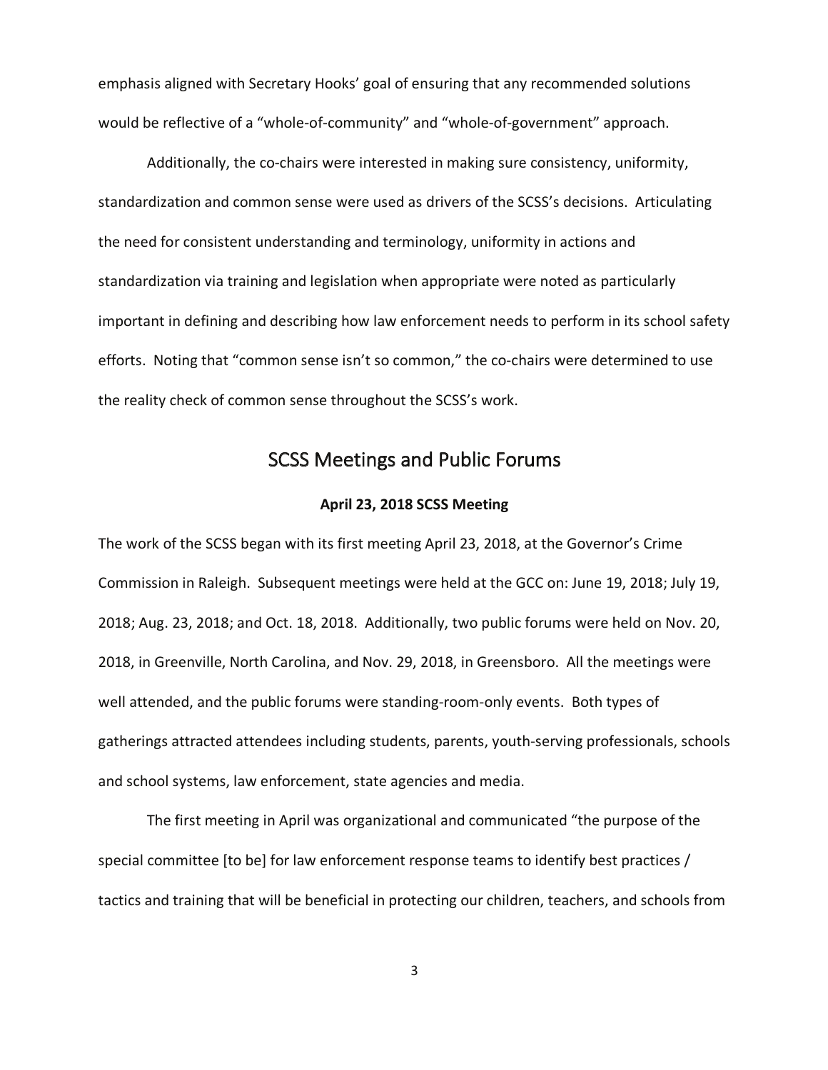emphasis aligned with Secretary Hooks' goal of ensuring that any recommended solutions would be reflective of a "whole-of-community" and "whole-of-government" approach.

Additionally, the co-chairs were interested in making sure consistency, uniformity, standardization and common sense were used as drivers of the SCSS's decisions. Articulating the need for consistent understanding and terminology, uniformity in actions and standardization via training and legislation when appropriate were noted as particularly important in defining and describing how law enforcement needs to perform in its school safety efforts. Noting that "common sense isn't so common," the co-chairs were determined to use the reality check of common sense throughout the SCSS's work.

## SCSS Meetings and Public Forums

### April 23, 2018 SCSS Meeting

The work of the SCSS began with its first meeting April 23, 2018, at the Governor's Crime Commission in Raleigh. Subsequent meetings were held at the GCC on: June 19, 2018; July 19, 2018; Aug. 23, 2018; and Oct. 18, 2018. Additionally, two public forums were held on Nov. 20, 2018, in Greenville, North Carolina, and Nov. 29, 2018, in Greensboro. All the meetings were well attended, and the public forums were standing-room-only events. Both types of gatherings attracted attendees including students, parents, youth-serving professionals, schools and school systems, law enforcement, state agencies and media.

The first meeting in April was organizational and communicated "the purpose of the special committee [to be] for law enforcement response teams to identify best practices / tactics and training that will be beneficial in protecting our children, teachers, and schools from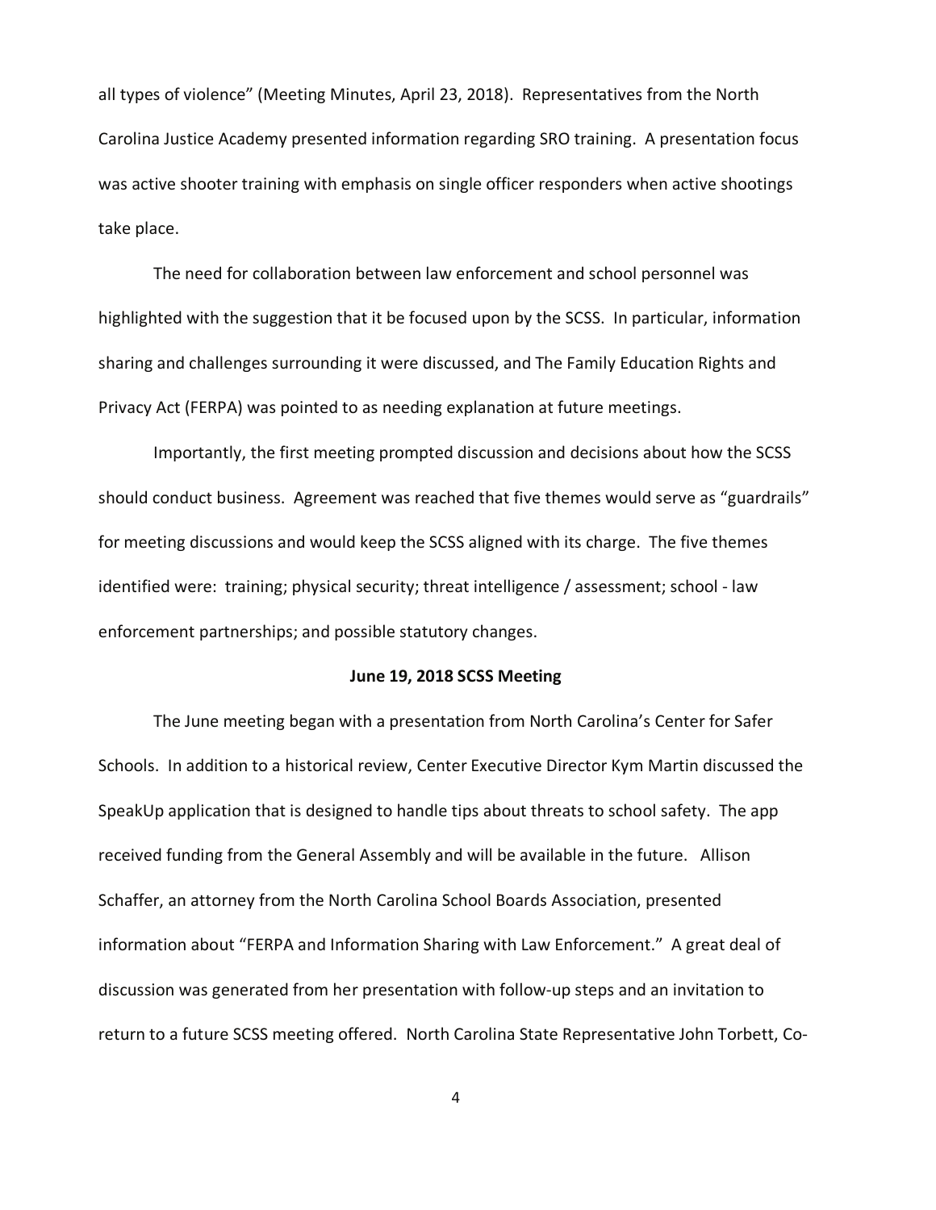all types of violence" (Meeting Minutes, April 23, 2018). Representatives from the North Carolina Justice Academy presented information regarding SRO training. A presentation focus was active shooter training with emphasis on single officer responders when active shootings take place.

The need for collaboration between law enforcement and school personnel was highlighted with the suggestion that it be focused upon by the SCSS. In particular, information sharing and challenges surrounding it were discussed, and The Family Education Rights and Privacy Act (FERPA) was pointed to as needing explanation at future meetings.

Importantly, the first meeting prompted discussion and decisions about how the SCSS should conduct business. Agreement was reached that five themes would serve as "guardrails" for meeting discussions and would keep the SCSS aligned with its charge. The five themes identified were: training; physical security; threat intelligence / assessment; school - law enforcement partnerships; and possible statutory changes.

**June 19, 2018 SCSS Meeting**

The June meeting began with a presentation from North Carolina's Center for Safer Schools. In addition to a historical review, Center Executive Director Kym Martin discussed the SpeakUp application that is designed to handle tips about threats to school safety. The app received funding from the General Assembly and will be available in the future. Allison Schaffer, an attorney from the North Carolina School Boards Association, presented information about "FERPA and Information Sharing with Law Enforcement." A great deal of discussion was generated from her presentation with follow-up steps and an invitation to return to a future SCSS meeting offered. North Carolina State Representative John Torbett, Co-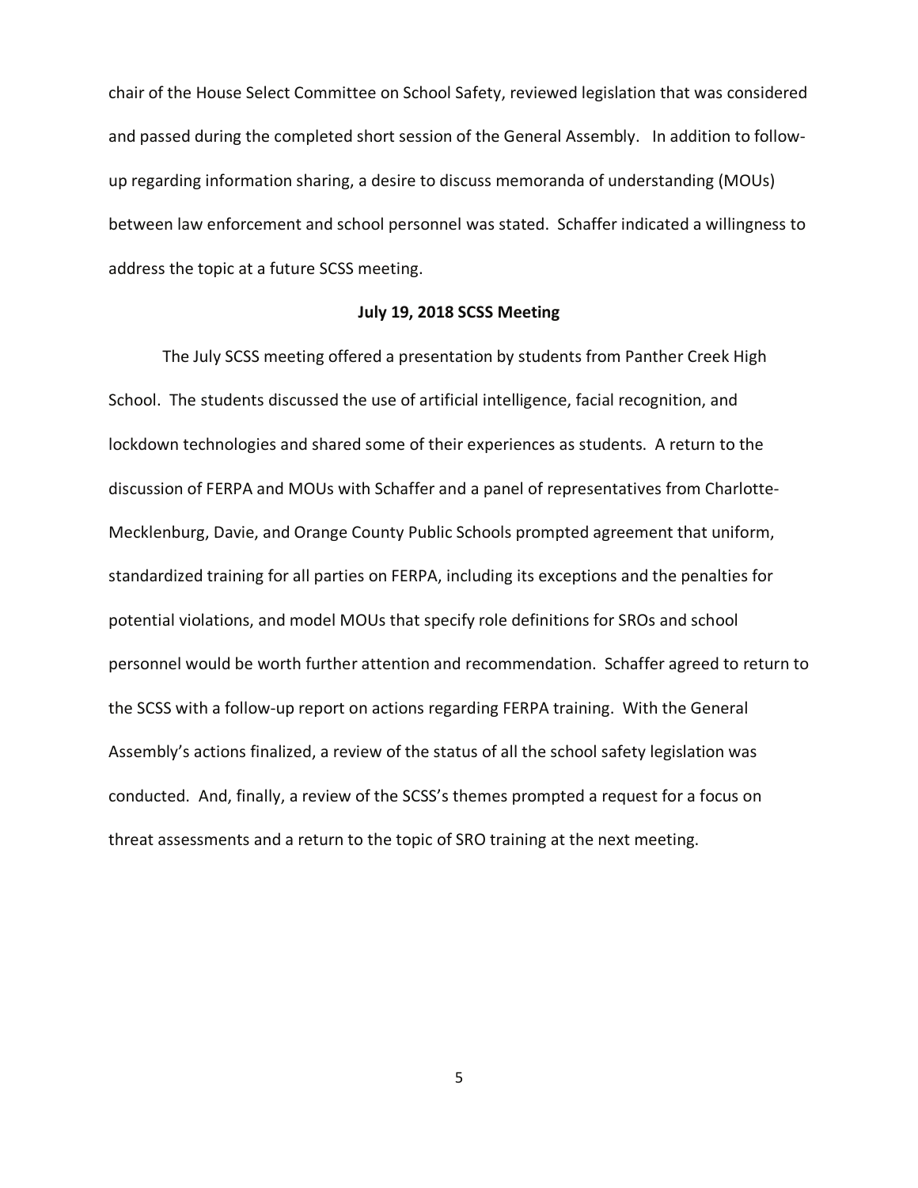chair of the House Select Committee on School Safety, reviewed legislation that was considered and passed during the completed short session of the General Assembly. In addition to follow-up regarding information sharing, a desire to discuss memoranda of understanding (MOUs) between law enforcement and school personnel was stated. Schaffer indicated a willingness to address the topic at a future SCSS meeting.

**July 19, 2018 SCSS Meeting**

The July SCSS meeting offered a presentation by students from Panther Creek High School. The students discussed the use of artificial intelligence, facial recognition, and lockdown technologies and shared some of their experiences as students. A return to the discussion of FERPA and MOUs with Schaffer and a panel of representatives from Charlotte-Mecklenburg, Davie, and Orange County Public Schools prompted agreement that uniform, standardized training for all parties on FERPA, including its exceptions and the penalties for potential violations, and model MOUs that specify role definitions for SROs and school personnel would be worth further attention and recommendation. Schaffer agreed to return to the SCSS with a follow-up report on actions regarding FERPA training. With the General Assembly's actions finalized, a review of the status of all the school safety legislation was conducted. And, finally, a review of the SCSS's themes prompted a request for a focus on threat assessments and a return to the topic of SRO training at the next meeting.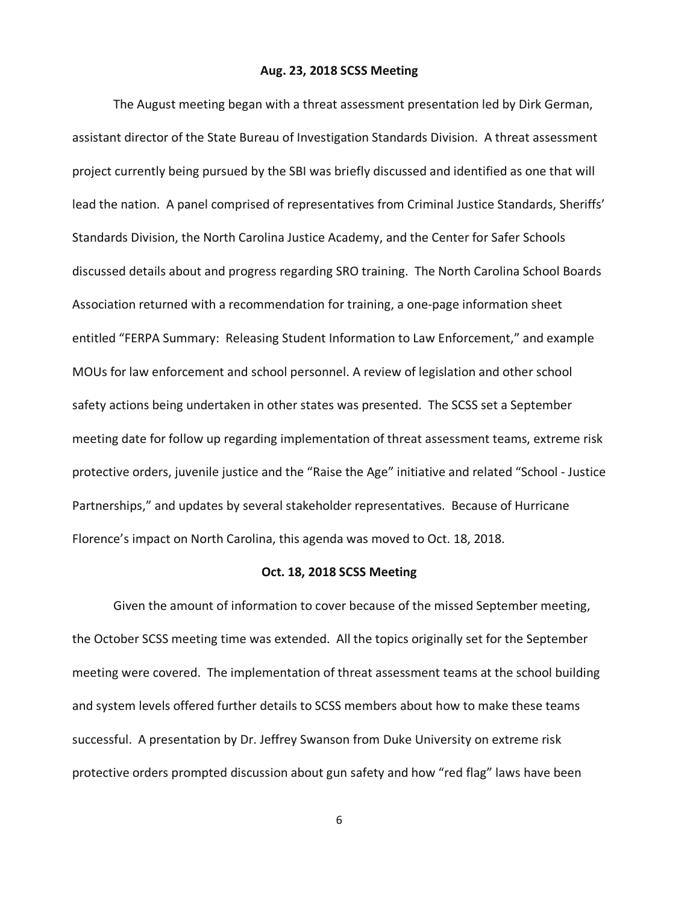**Aug. 23, 2018 SCSS Meeting**

The August meeting began with a threat assessment presentation led by Dirk German, assistant director of the State Bureau of Investigation Standards Division. A threat assessment project currently being pursued by the SBI was briefly discussed and identified as one that will lead the nation. A panel comprised of representatives from Criminal Justice Standards, Sheriffs' Standards Division, the North Carolina Justice Academy, and the Center for Safer Schools discussed details about and progress regarding SRO training. The North Carolina School Boards Association returned with a recommendation for training, a one-page information sheet entitled "FERPA Summary: Releasing Student Information to Law Enforcement," and example MOUs for law enforcement and school personnel. A review of legislation and other school safety actions being undertaken in other states was presented. The SCSS set a September meeting date for follow up regarding implementation of threat assessment teams, extreme risk protective orders, juvenile justice and the "Raise the Age" initiative and related "School - Justice Partnerships," and updates by several stakeholder representatives. Because of Hurricane Florence's impact on North Carolina, this agenda was moved to Oct. 18, 2018.

**Oct. 18, 2018 SCSS Meeting**

Given the amount of information to cover because of the missed September meeting, the October SCSS meeting time was extended. All the topics originally set for the September meeting were covered. The implementation of threat assessment teams at the school building and system levels offered further details to SCSS members about how to make these teams successful. A presentation by Dr. Jeffrey Swanson from Duke University on extreme risk protective orders prompted discussion about gun safety and how "red flag" laws have been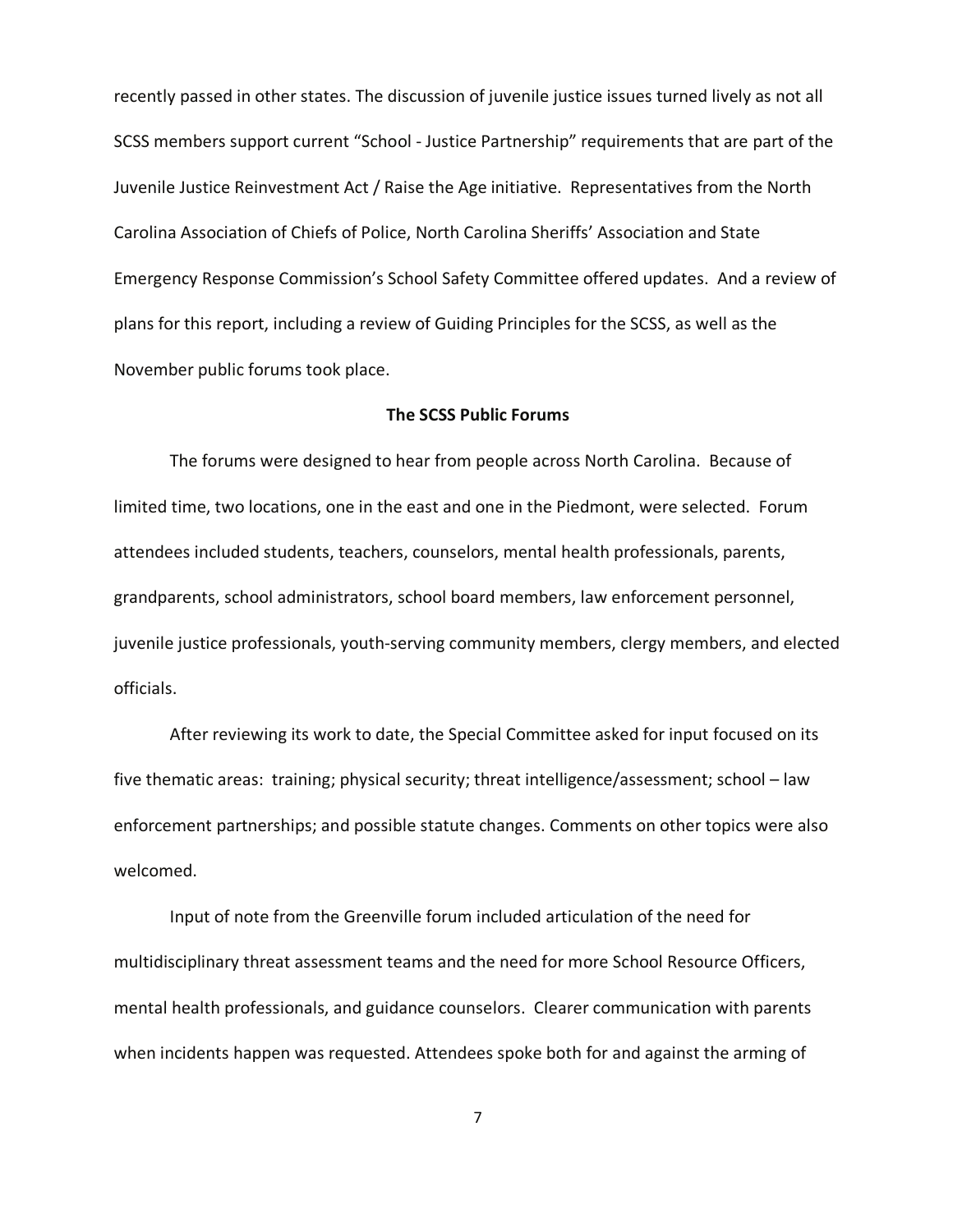recently passed in other states. The discussion of juvenile justice issues turned lively as not all SCSS members support current "School - Justice Partnership" requirements that are part of the Juvenile Justice Reinvestment Act / Raise the Age initiative. Representatives from the North Carolina Association of Chiefs of Police, North Carolina Sheriffs' Association and State Emergency Response Commission's School Safety Committee offered updates. And a review of plans for this report, including a review of Guiding Principles for the SCSS, as well as the November public forums took place.

**The SCSS Public Forums**

The forums were designed to hear from people across North Carolina. Because of limited time, two locations, one in the east and one in the Piedmont, were selected. Forum attendees included students, teachers, counselors, mental health professionals, parents, grandparents, school administrators, school board members, law enforcement personnel, juvenile justice professionals, youth-serving community members, clergy members, and elected officials.

After reviewing its work to date, the Special Committee asked for input focused on its five thematic areas: training; physical security; threat intelligence/assessment; school – law enforcement partnerships; and possible statute changes. Comments on other topics were also welcomed.

Input of note from the Greenville forum included articulation of the need for multidisciplinary threat assessment teams and the need for more School Resource Officers, mental health professionals, and guidance counselors. Clearer communication with parents when incidents happen was requested. Attendees spoke both for and against the arming of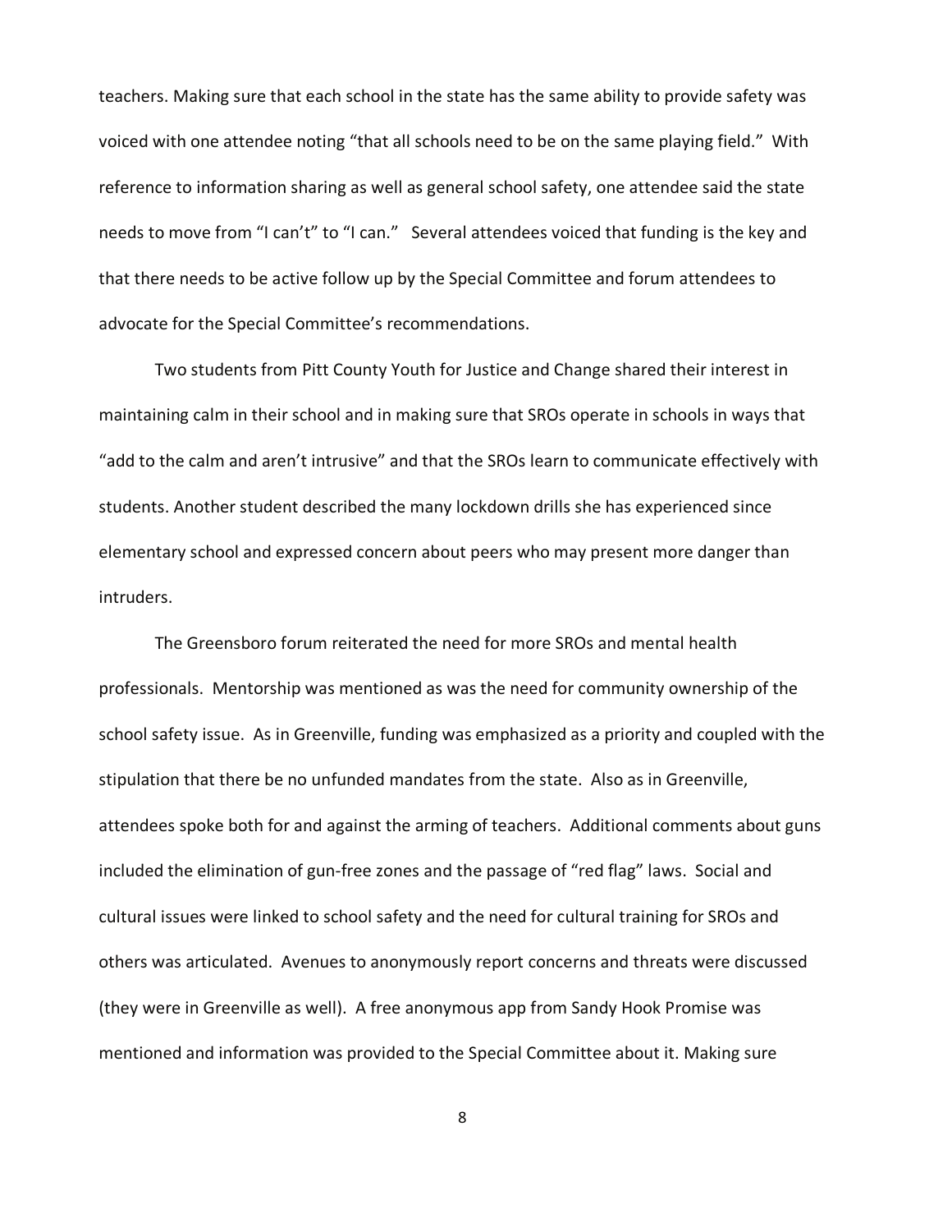teachers. Making sure that each school in the state has the same ability to provide safety was voiced with one attendee noting "that all schools need to be on the same playing field." With reference to information sharing as well as general school safety, one attendee said the state needs to move from "I can't" to "I can." Several attendees voiced that funding is the key and that there needs to be active follow up by the Special Committee and forum attendees to advocate for the Special Committee's recommendations.

Two students from Pitt County Youth for Justice and Change shared their interest in maintaining calm in their school and in making sure that SROs operate in schools in ways that "add to the calm and aren't intrusive" and that the SROs learn to communicate effectively with students. Another student described the many lockdown drills she has experienced since elementary school and expressed concern about peers who may present more danger than intruders.

The Greensboro forum reiterated the need for more SROs and mental health professionals. Mentorship was mentioned as was the need for community ownership of the school safety issue. As in Greenville, funding was emphasized as a priority and coupled with the stipulation that there be no unfunded mandates from the state. Also as in Greenville, attendees spoke both for and against the arming of teachers. Additional comments about guns included the elimination of gun-free zones and the passage of "red flag" laws. Social and cultural issues were linked to school safety and the need for cultural training for SROs and others was articulated. Avenues to anonymously report concerns and threats were discussed (they were in Greenville as well). A free anonymous app from Sandy Hook Promise was mentioned and information was provided to the Special Committee about it. Making sure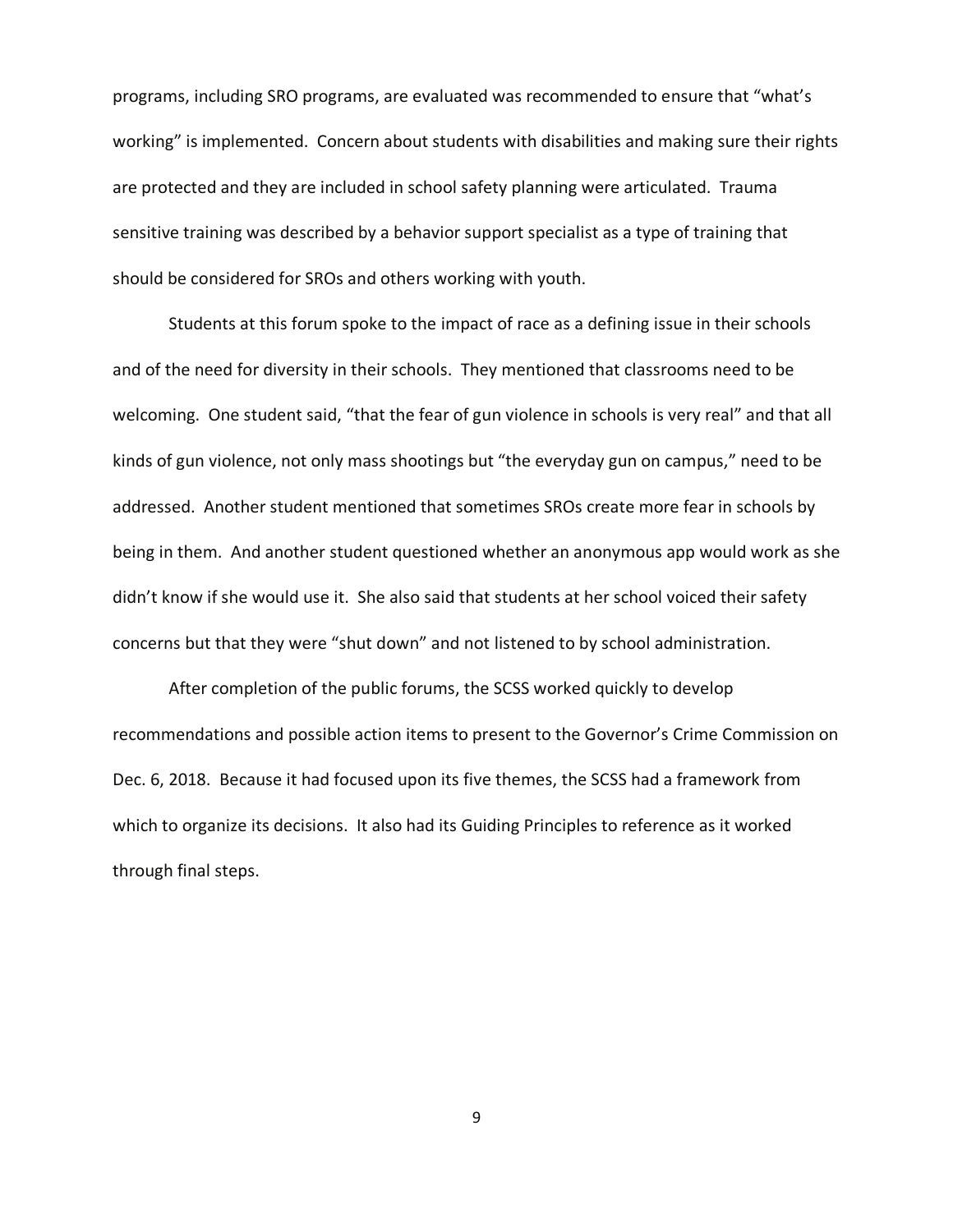programs, including SRO programs, are evaluated was recommended to ensure that "what's working" is implemented. Concern about students with disabilities and making sure their rights are protected and they are included in school safety planning were articulated. Trauma sensitive training was described by a behavior support specialist as a type of training that should be considered for SROs and others working with youth.

Students at this forum spoke to the impact of race as a defining issue in their schools and of the need for diversity in their schools. They mentioned that classrooms need to be welcoming. One student said, "that the fear of gun violence in schools is very real" and that all kinds of gun violence, not only mass shootings but "the everyday gun on campus," need to be addressed. Another student mentioned that sometimes SROs create more fear in schools by being in them. And another student questioned whether an anonymous app would work as she didn't know if she would use it. She also said that students at her school voiced their safety concerns but that they were "shut down" and not listened to by school administration.

After completion of the public forums, the SCSS worked quickly to develop recommendations and possible action items to present to the Governor's Crime Commission on Dec. 6, 2018. Because it had focused upon its five themes, the SCSS had a framework from which to organize its decisions. It also had its Guiding Principles to reference as it worked through final steps.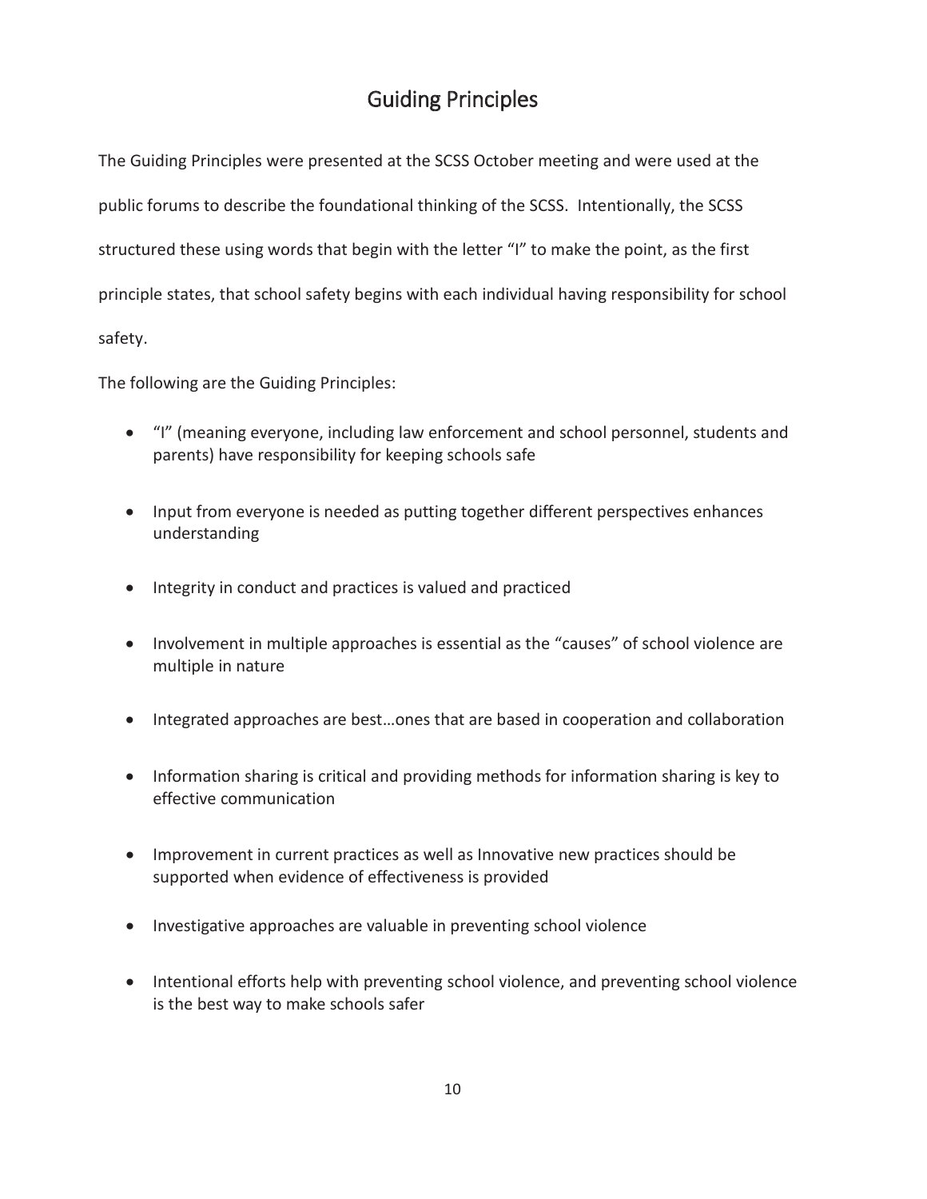# Guiding Principles

The Guiding Principles were presented at the SCSS October meeting and were used at the public forums to describe the foundational thinking of the SCSS. Intentionally, the SCSS structured these using words that begin with the letter "I" to make the point, as the first principle states, that school safety begins with each individual having responsibility for school safety.

The following are the Guiding Principles:

- "I" (meaning everyone, including law enforcement and school personnel, students and parents) have responsibility for keeping schools safe
- Input from everyone is needed as putting together different perspectives enhances understanding
- Integrity in conduct and practices is valued and practiced
- Involvement in multiple approaches is essential as the "causes" of school violence are multiple in nature
- Integrated approaches are best…ones that are based in cooperation and collaboration
- Information sharing is critical and providing methods for information sharing is key to effective communication
- Improvement in current practices as well as Innovative new practices should be supported when evidence of effectiveness is provided
- Investigative approaches are valuable in preventing school violence
- Intentional efforts help with preventing school violence, and preventing school violence is the best way to make schools safer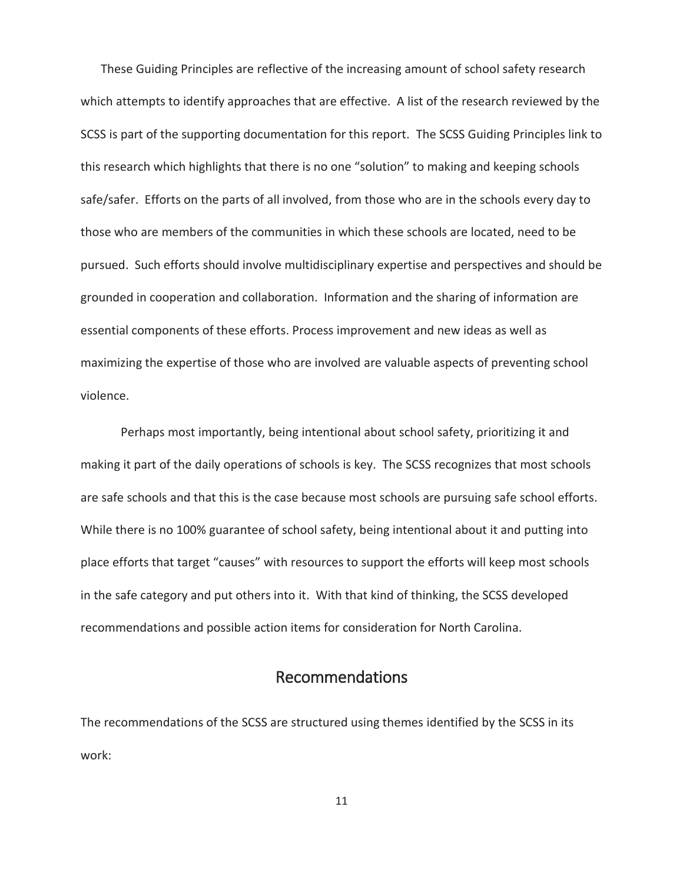These Guiding Principles are reflective of the increasing amount of school safety research which attempts to identify approaches that are effective. A list of the research reviewed by the SCSS is part of the supporting documentation for this report. The SCSS Guiding Principles link to this research which highlights that there is no one "solution" to making and keeping schools safe/safer. Efforts on the parts of all involved, from those who are in the schools every day to those who are members of the communities in which these schools are located, need to be pursued. Such efforts should involve multidisciplinary expertise and perspectives and should be grounded in cooperation and collaboration. Information and the sharing of information are essential components of these efforts. Process improvement and new ideas as well as maximizing the expertise of those who are involved are valuable aspects of preventing school violence.

Perhaps most importantly, being intentional about school safety, prioritizing it and making it part of the daily operations of schools is key. The SCSS recognizes that most schools are safe schools and that this is the case because most schools are pursuing safe school efforts. While there is no 100% guarantee of school safety, being intentional about it and putting into place efforts that target "causes" with resources to support the efforts will keep most schools in the safe category and put others into it. With that kind of thinking, the SCSS developed recommendations and possible action items for consideration for North Carolina.

## Recommendations

The recommendations of the SCSS are structured using themes identified by the SCSS in its work: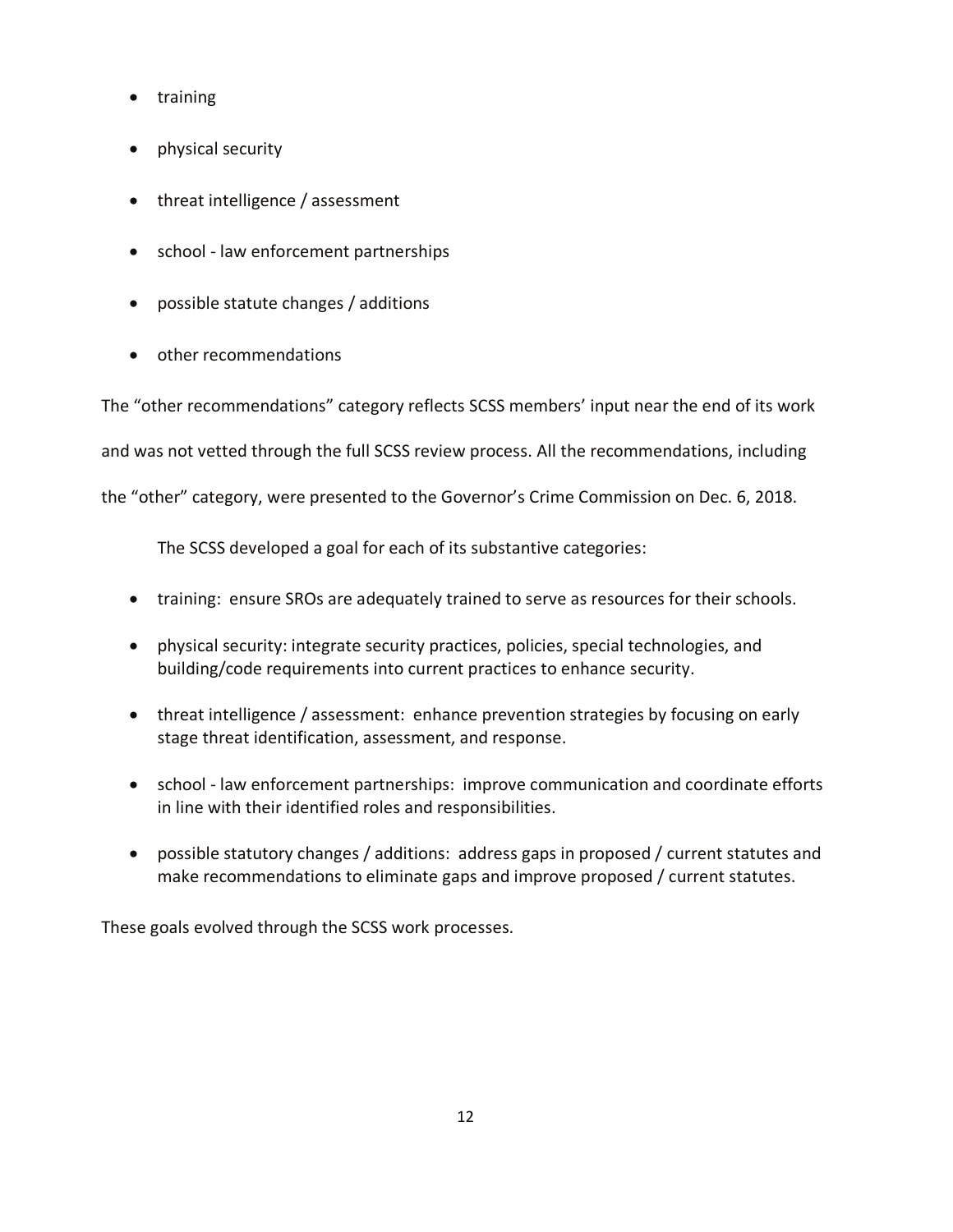- training
- physical security
- threat intelligence / assessment
- school - law enforcement partnerships
- possible statute changes / additions
- other recommendations

The “other recommendations” category reflects SCSS members’ input near the end of its work and was not vetted through the full SCSS review process. All the recommendations, including the “other” category, were presented to the Governor’s Crime Commission on Dec. 6, 2018.

The SCSS developed a goal for each of its substantive categories:

- training: ensure SROs are adequately trained to serve as resources for their schools.
- physical security: integrate security practices, policies, special technologies, and building/code requirements into current practices to enhance security.
- threat intelligence / assessment: enhance prevention strategies by focusing on early stage threat identification, assessment, and response.
- school - law enforcement partnerships: improve communication and coordinate efforts in line with their identified roles and responsibilities.
- possible statutory changes / additions: address gaps in proposed / current statutes and make recommendations to eliminate gaps and improve proposed / current statutes.

These goals evolved through the SCSS work processes.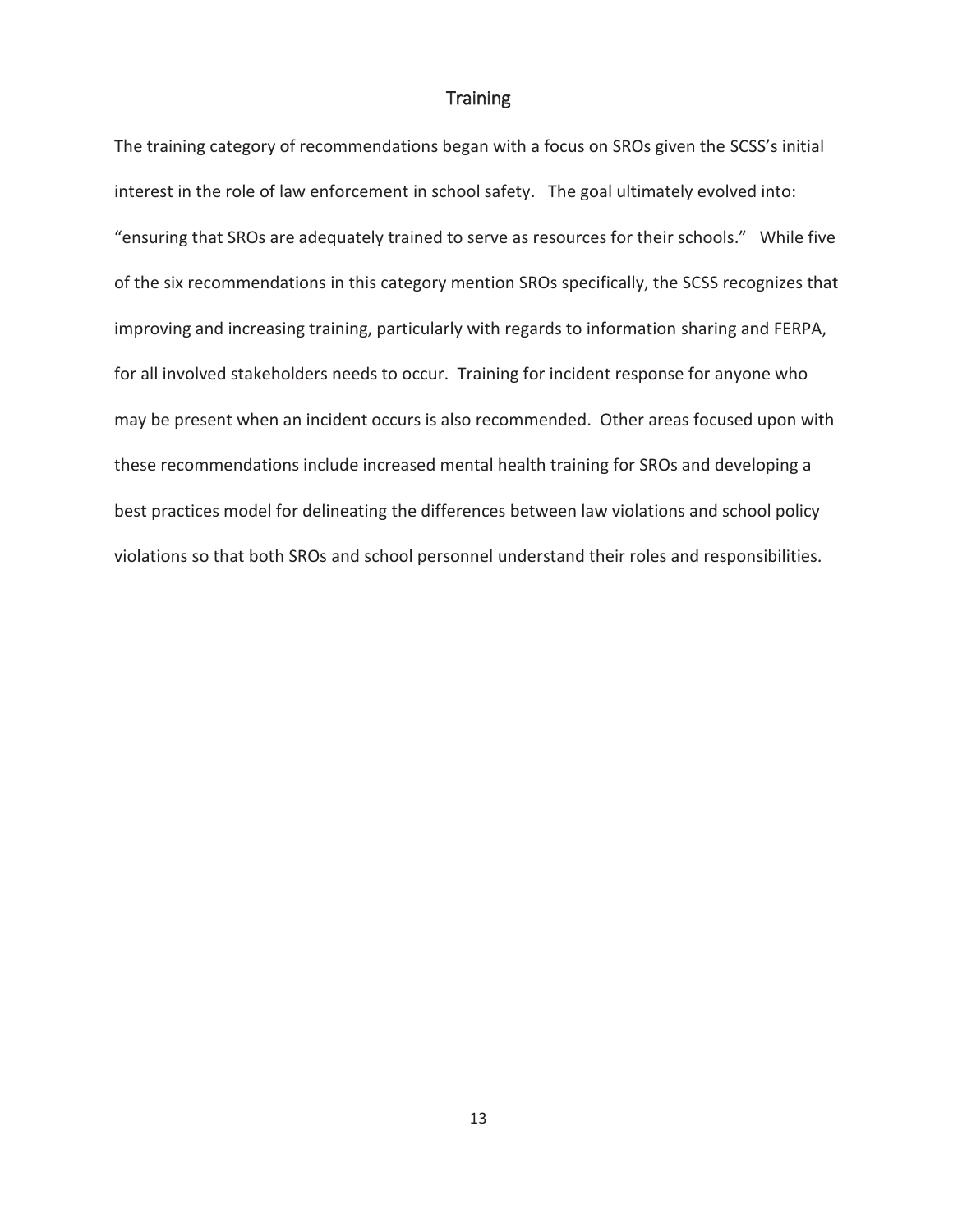## Training

The training category of recommendations began with a focus on SROs given the SCSS's initial interest in the role of law enforcement in school safety. The goal ultimately evolved into: "ensuring that SROs are adequately trained to serve as resources for their schools." While five of the six recommendations in this category mention SROs specifically, the SCSS recognizes that improving and increasing training, particularly with regards to information sharing and FERPA, for all involved stakeholders needs to occur. Training for incident response for anyone who may be present when an incident occurs is also recommended. Other areas focused upon with these recommendations include increased mental health training for SROs and developing a best practices model for delineating the differences between law violations and school policy violations so that both SROs and school personnel understand their roles and responsibilities.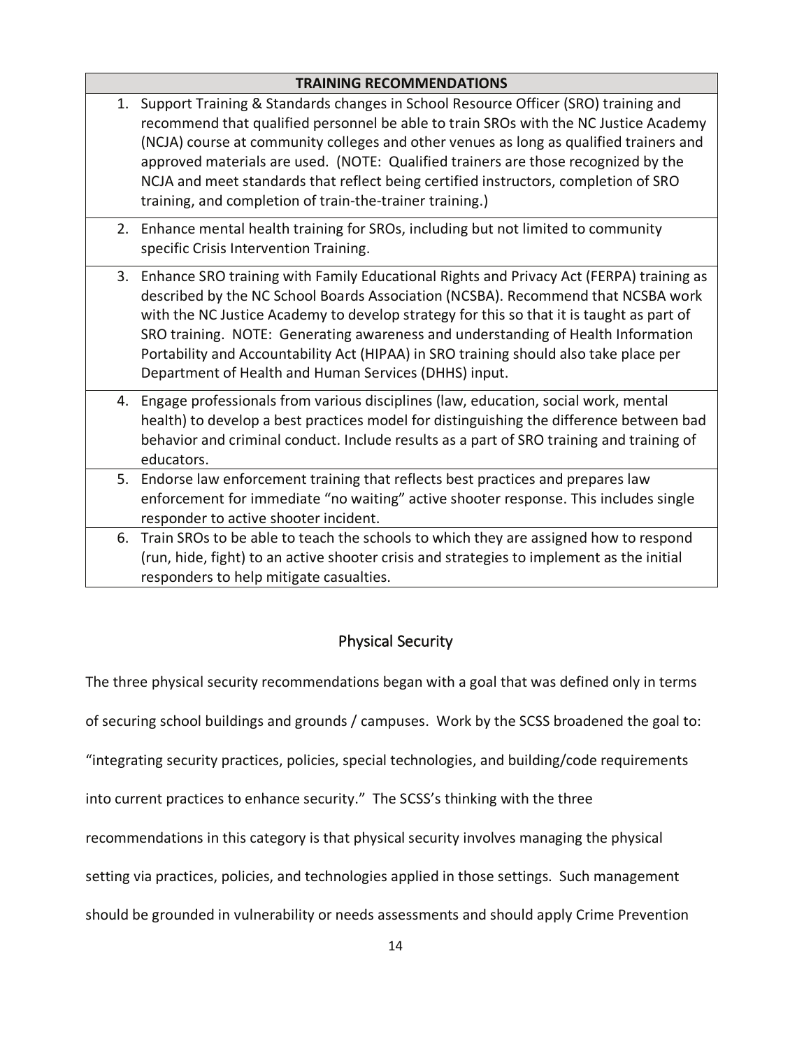| TRAINING RECOMMENDATIONS |
|---|
| 1. Support Training & Standards changes in School Resource Officer (SRO) training and recommend that qualified personnel be able to train SROs with the NC Justice Academy (NCJA) course at community colleges and other venues as long as qualified trainers and approved materials are used. (NOTE: Qualified trainers are those recognized by the NCJA and meet standards that reflect being certified instructors, completion of SRO training, and completion of train-the-trainer training.) |
| 2. Enhance mental health training for SROs, including but not limited to community specific Crisis Intervention Training. |
| 3. Enhance SRO training with Family Educational Rights and Privacy Act (FERPA) training as described by the NC School Boards Association (NCSBA). Recommend that NCSBA work with the NC Justice Academy to develop strategy for this so that it is taught as part of SRO training. NOTE: Generating awareness and understanding of Health Information Portability and Accountability Act (HIPAA) in SRO training should also take place per Department of Health and Human Services (DHHS) input. |
| 4. Engage professionals from various disciplines (law, education, social work, mental health) to develop a best practices model for distinguishing the difference between bad behavior and criminal conduct. Include results as a part of SRO training and training of educators. |
| 5. Endorse law enforcement training that reflects best practices and prepares law enforcement for immediate "no waiting" active shooter response. This includes single responder to active shooter incident. |
| 6. Train SROs to be able to teach the schools to which they are assigned how to respond (run, hide, fight) to an active shooter crisis and strategies to implement as the initial responders to help mitigate casualties. |

## Physical Security

The three physical security recommendations began with a goal that was defined only in terms of securing school buildings and grounds / campuses. Work by the SCSS broadened the goal to: "integrating security practices, policies, special technologies, and building/code requirements into current practices to enhance security." The SCSS's thinking with the three recommendations in this category is that physical security involves managing the physical setting via practices, policies, and technologies applied in those settings. Such management should be grounded in vulnerability or needs assessments and should apply Crime Prevention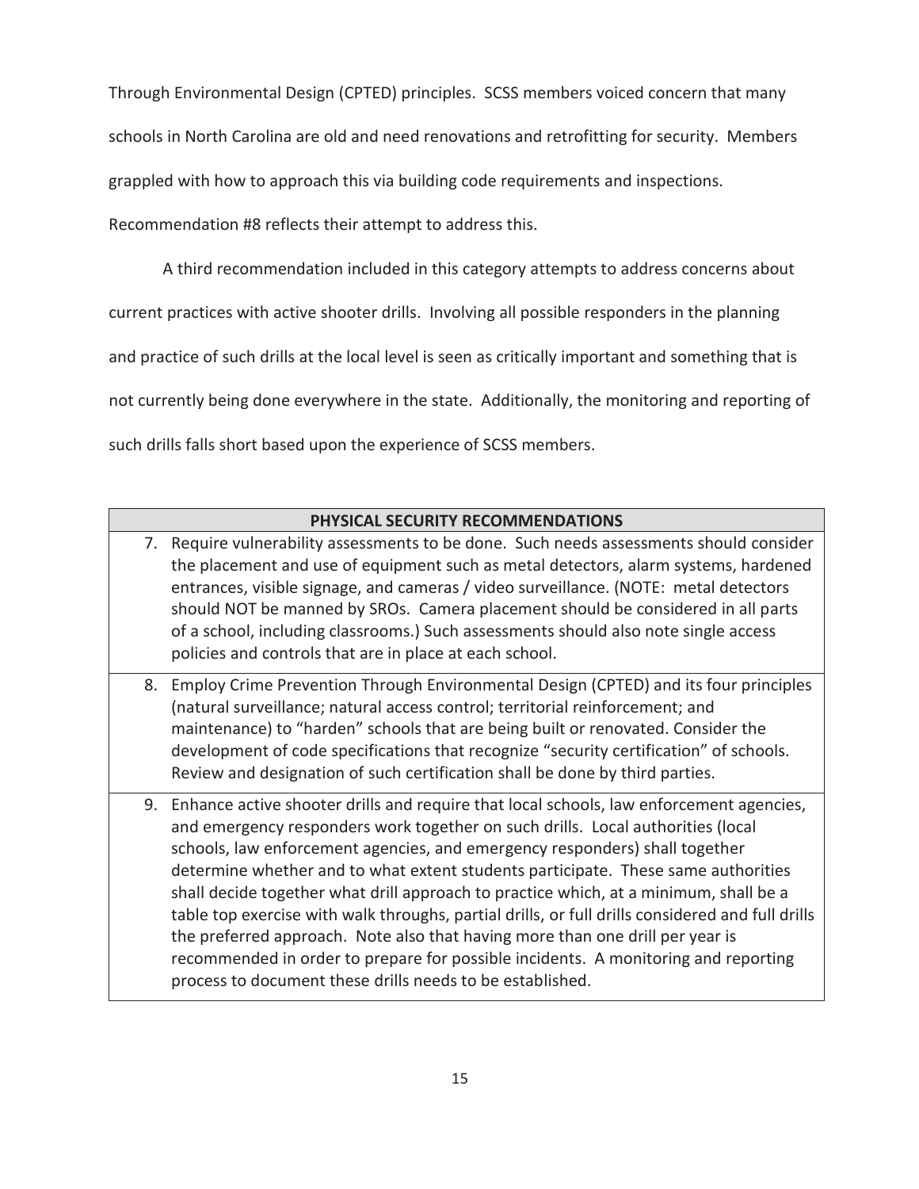Through Environmental Design (CPTED) principles. SCSS members voiced concern that many schools in North Carolina are old and need renovations and retrofitting for security. Members grappled with how to approach this via building code requirements and inspections. Recommendation #8 reflects their attempt to address this.

A third recommendation included in this category attempts to address concerns about current practices with active shooter drills. Involving all possible responders in the planning and practice of such drills at the local level is seen as critically important and something that is not currently being done everywhere in the state. Additionally, the monitoring and reporting of such drills falls short based upon the experience of SCSS members.

| **PHYSICAL SECURITY RECOMMENDATIONS** |
| --- |
| 7. Require vulnerability assessments to be done. Such needs assessments should consider the placement and use of equipment such as metal detectors, alarm systems, hardened entrances, visible signage, and cameras / video surveillance. (NOTE: metal detectors should NOT be manned by SROs. Camera placement should be considered in all parts of a school, including classrooms.) Such assessments should also note single access policies and controls that are in place at each school. |
| 8. Employ Crime Prevention Through Environmental Design (CPTED) and its four principles (natural surveillance; natural access control; territorial reinforcement; and maintenance) to "harden" schools that are being built or renovated. Consider the development of code specifications that recognize "security certification" of schools. Review and designation of such certification shall be done by third parties. |
| 9. Enhance active shooter drills and require that local schools, law enforcement agencies, and emergency responders work together on such drills. Local authorities (local schools, law enforcement agencies, and emergency responders) shall together determine whether and to what extent students participate. These same authorities shall decide together what drill approach to practice which, at a minimum, shall be a table top exercise with walk throughs, partial drills, or full drills considered and full drills the preferred approach. Note also that having more than one drill per year is recommended in order to prepare for possible incidents. A monitoring and reporting process to document these drills needs to be established. |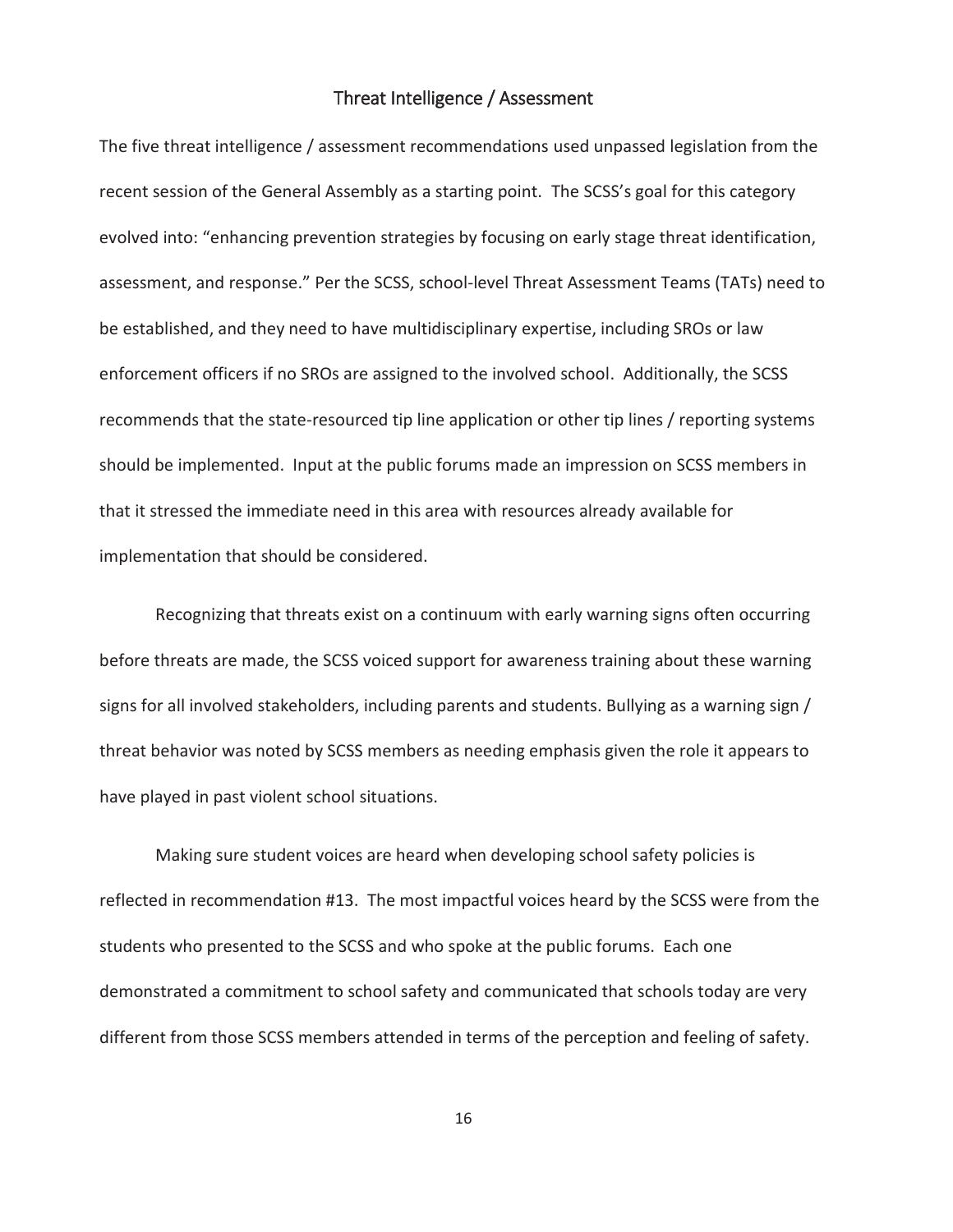## Threat Intelligence / Assessment

The five threat intelligence / assessment recommendations used unpassed legislation from the recent session of the General Assembly as a starting point. The SCSS's goal for this category evolved into: "enhancing prevention strategies by focusing on early stage threat identification, assessment, and response." Per the SCSS, school-level Threat Assessment Teams (TATs) need to be established, and they need to have multidisciplinary expertise, including SROs or law enforcement officers if no SROs are assigned to the involved school. Additionally, the SCSS recommends that the state-resourced tip line application or other tip lines / reporting systems should be implemented. Input at the public forums made an impression on SCSS members in that it stressed the immediate need in this area with resources already available for implementation that should be considered.

Recognizing that threats exist on a continuum with early warning signs often occurring before threats are made, the SCSS voiced support for awareness training about these warning signs for all involved stakeholders, including parents and students. Bullying as a warning sign / threat behavior was noted by SCSS members as needing emphasis given the role it appears to have played in past violent school situations.

Making sure student voices are heard when developing school safety policies is reflected in recommendation #13. The most impactful voices heard by the SCSS were from the students who presented to the SCSS and who spoke at the public forums. Each one demonstrated a commitment to school safety and communicated that schools today are very different from those SCSS members attended in terms of the perception and feeling of safety.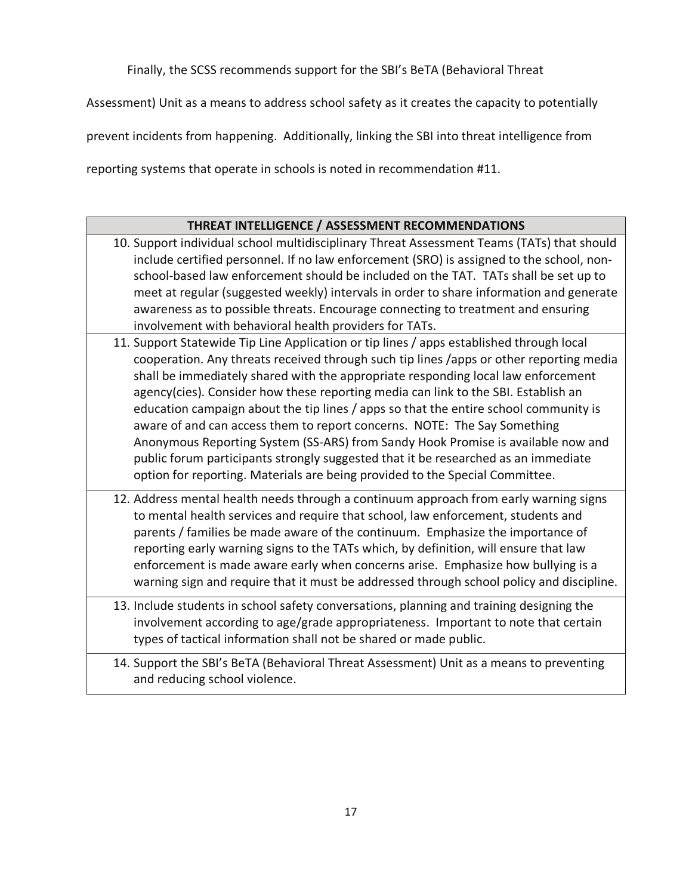Finally, the SCSS recommends support for the SBI's BeTA (Behavioral Threat Assessment) Unit as a means to address school safety as it creates the capacity to potentially prevent incidents from happening. Additionally, linking the SBI into threat intelligence from reporting systems that operate in schools is noted in recommendation #11.

| THREAT INTELLIGENCE / ASSESSMENT RECOMMENDATIONS |
|---|
| 10. Support individual school multidisciplinary Threat Assessment Teams (TATs) that should include certified personnel. If no law enforcement (SRO) is assigned to the school, non-school-based law enforcement should be included on the TAT. TATs shall be set up to meet at regular (suggested weekly) intervals in order to share information and generate awareness as to possible threats. Encourage connecting to treatment and ensuring involvement with behavioral health providers for TATs. |
| 11. Support Statewide Tip Line Application or tip lines / apps established through local cooperation. Any threats received through such tip lines /apps or other reporting media shall be immediately shared with the appropriate responding local law enforcement agency(cies). Consider how these reporting media can link to the SBI. Establish an education campaign about the tip lines / apps so that the entire school community is aware of and can access them to report concerns. NOTE: The Say Something Anonymous Reporting System (SS-ARS) from Sandy Hook Promise is available now and public forum participants strongly suggested that it be researched as an immediate option for reporting. Materials are being provided to the Special Committee. |
| 12. Address mental health needs through a continuum approach from early warning signs to mental health services and require that school, law enforcement, students and parents / families be made aware of the continuum. Emphasize the importance of reporting early warning signs to the TATs which, by definition, will ensure that law enforcement is made aware early when concerns arise. Emphasize how bullying is a warning sign and require that it must be addressed through school policy and discipline. |
| 13. Include students in school safety conversations, planning and training designing the involvement according to age/grade appropriateness. Important to note that certain types of tactical information shall not be shared or made public. |
| 14. Support the SBI's BeTA (Behavioral Threat Assessment) Unit as a means to preventing and reducing school violence. |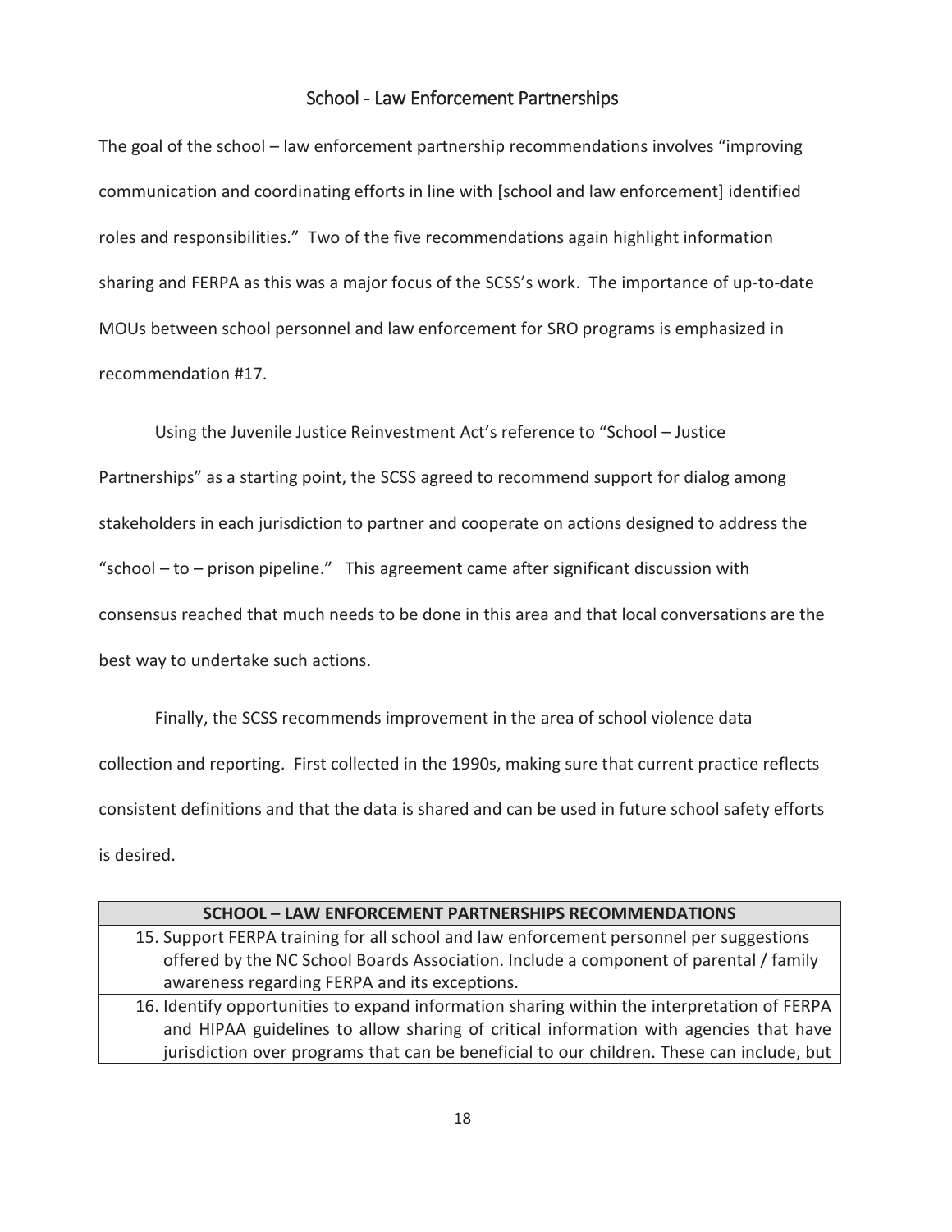## School - Law Enforcement Partnerships

The goal of the school – law enforcement partnership recommendations involves "improving communication and coordinating efforts in line with [school and law enforcement] identified roles and responsibilities." Two of the five recommendations again highlight information sharing and FERPA as this was a major focus of the SCSS's work. The importance of up-to-date MOUs between school personnel and law enforcement for SRO programs is emphasized in recommendation #17.

Using the Juvenile Justice Reinvestment Act's reference to "School – Justice Partnerships" as a starting point, the SCSS agreed to recommend support for dialog among stakeholders in each jurisdiction to partner and cooperate on actions designed to address the "school – to – prison pipeline." This agreement came after significant discussion with consensus reached that much needs to be done in this area and that local conversations are the best way to undertake such actions.

Finally, the SCSS recommends improvement in the area of school violence data collection and reporting. First collected in the 1990s, making sure that current practice reflects consistent definitions and that the data is shared and can be used in future school safety efforts is desired.

| SCHOOL – LAW ENFORCEMENT PARTNERSHIPS RECOMMENDATIONS |
| --- |
| 15. Support FERPA training for all school and law enforcement personnel per suggestions offered by the NC School Boards Association. Include a component of parental / family awareness regarding FERPA and its exceptions. |
| 16. Identify opportunities to expand information sharing within the interpretation of FERPA and HIPAA guidelines to allow sharing of critical information with agencies that have jurisdiction over programs that can be beneficial to our children. These can include, but |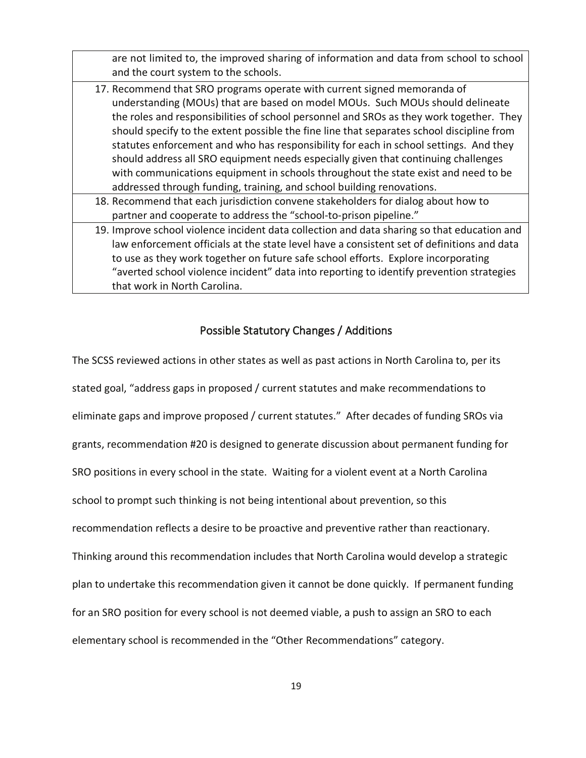| are not limited to, the improved sharing of information and data from school to school and the court system to the schools. |
|---|
| 17. Recommend that SRO programs operate with current signed memoranda of understanding (MOUs) that are based on model MOUs. Such MOUs should delineate the roles and responsibilities of school personnel and SROs as they work together. They should specify to the extent possible the fine line that separates school discipline from statutes enforcement and who has responsibility for each in school settings. And they should address all SRO equipment needs especially given that continuing challenges with communications equipment in schools throughout the state exist and need to be addressed through funding, training, and school building renovations. |
| 18. Recommend that each jurisdiction convene stakeholders for dialog about how to partner and cooperate to address the "school-to-prison pipeline." |
| 19. Improve school violence incident data collection and data sharing so that education and law enforcement officials at the state level have a consistent set of definitions and data to use as they work together on future safe school efforts. Explore incorporating "averted school violence incident" data into reporting to identify prevention strategies that work in North Carolina. |

## Possible Statutory Changes / Additions

The SCSS reviewed actions in other states as well as past actions in North Carolina to, per its stated goal, "address gaps in proposed / current statutes and make recommendations to eliminate gaps and improve proposed / current statutes." After decades of funding SROs via grants, recommendation #20 is designed to generate discussion about permanent funding for SRO positions in every school in the state. Waiting for a violent event at a North Carolina school to prompt such thinking is not being intentional about prevention, so this recommendation reflects a desire to be proactive and preventive rather than reactionary. Thinking around this recommendation includes that North Carolina would develop a strategic plan to undertake this recommendation given it cannot be done quickly. If permanent funding for an SRO position for every school is not deemed viable, a push to assign an SRO to each elementary school is recommended in the "Other Recommendations" category.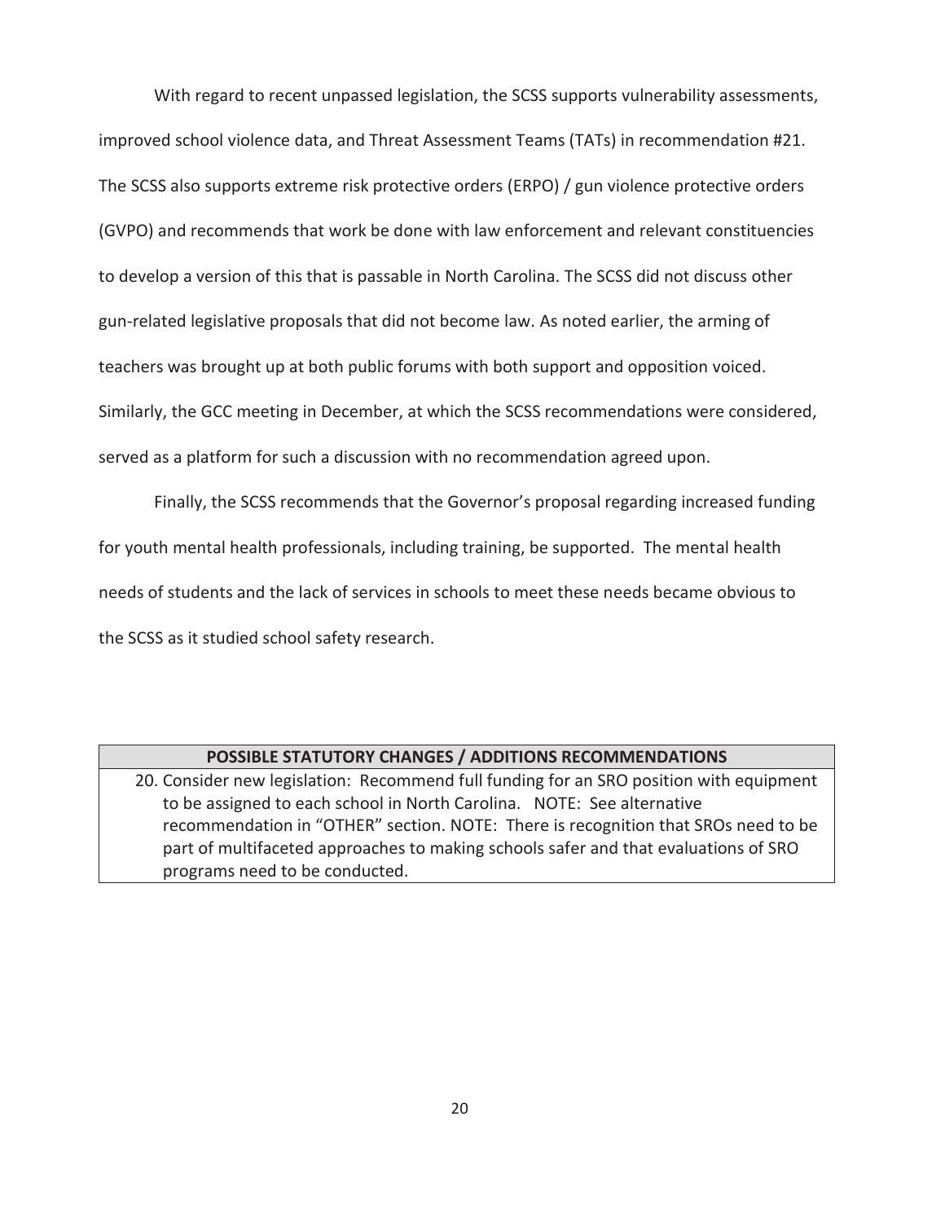With regard to recent unpassed legislation, the SCSS supports vulnerability assessments, improved school violence data, and Threat Assessment Teams (TATs) in recommendation #21. The SCSS also supports extreme risk protective orders (ERPO) / gun violence protective orders (GVPO) and recommends that work be done with law enforcement and relevant constituencies to develop a version of this that is passable in North Carolina. The SCSS did not discuss other gun-related legislative proposals that did not become law. As noted earlier, the arming of teachers was brought up at both public forums with both support and opposition voiced. Similarly, the GCC meeting in December, at which the SCSS recommendations were considered, served as a platform for such a discussion with no recommendation agreed upon.

Finally, the SCSS recommends that the Governor's proposal regarding increased funding for youth mental health professionals, including training, be supported. The mental health needs of students and the lack of services in schools to meet these needs became obvious to the SCSS as it studied school safety research.

| POSSIBLE STATUTORY CHANGES / ADDITIONS RECOMMENDATIONS |
|---|
| 20. Consider new legislation: Recommend full funding for an SRO position with equipment to be assigned to each school in North Carolina. NOTE: See alternative recommendation in "OTHER" section. NOTE: There is recognition that SROs need to be part of multifaceted approaches to making schools safer and that evaluations of SRO programs need to be conducted. |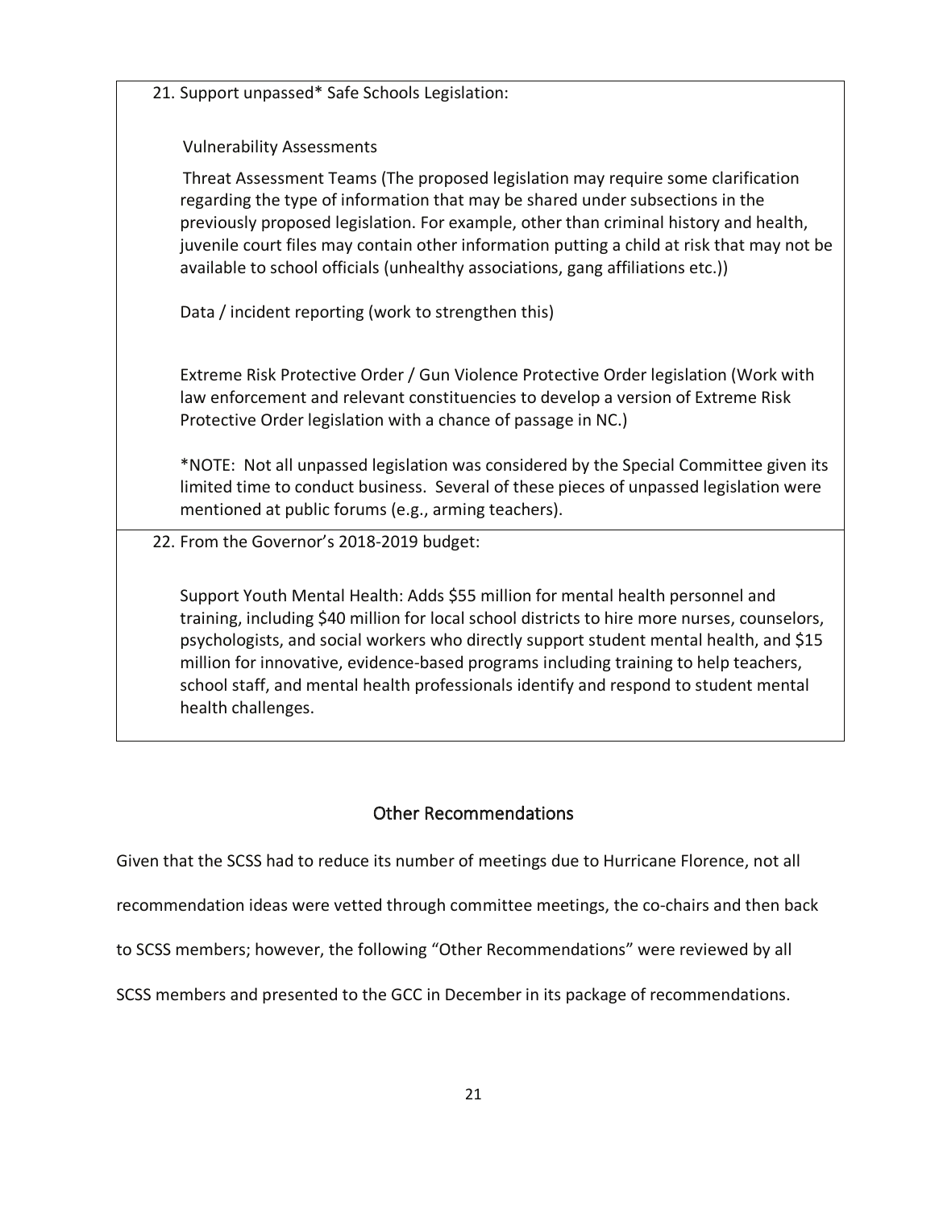21. Support unpassed* Safe Schools Legislation:

    Vulnerability Assessments

    Threat Assessment Teams (The proposed legislation may require some clarification regarding the type of information that may be shared under subsections in the previously proposed legislation. For example, other than criminal history and health, juvenile court files may contain other information putting a child at risk that may not be available to school officials (unhealthy associations, gang affiliations etc.))

    Data / incident reporting (work to strengthen this)

    Extreme Risk Protective Order / Gun Violence Protective Order legislation (Work with law enforcement and relevant constituencies to develop a version of Extreme Risk Protective Order legislation with a chance of passage in NC.)

    *NOTE: Not all unpassed legislation was considered by the Special Committee given its limited time to conduct business. Several of these pieces of unpassed legislation were mentioned at public forums (e.g., arming teachers).

22. From the Governor's 2018-2019 budget:

    Support Youth Mental Health: Adds $55 million for mental health personnel and training, including $40 million for local school districts to hire more nurses, counselors, psychologists, and social workers who directly support student mental health, and $15 million for innovative, evidence-based programs including training to help teachers, school staff, and mental health professionals identify and respond to student mental health challenges.

## Other Recommendations

Given that the SCSS had to reduce its number of meetings due to Hurricane Florence, not all recommendation ideas were vetted through committee meetings, the co-chairs and then back to SCSS members; however, the following "Other Recommendations" were reviewed by all SCSS members and presented to the GCC in December in its package of recommendations.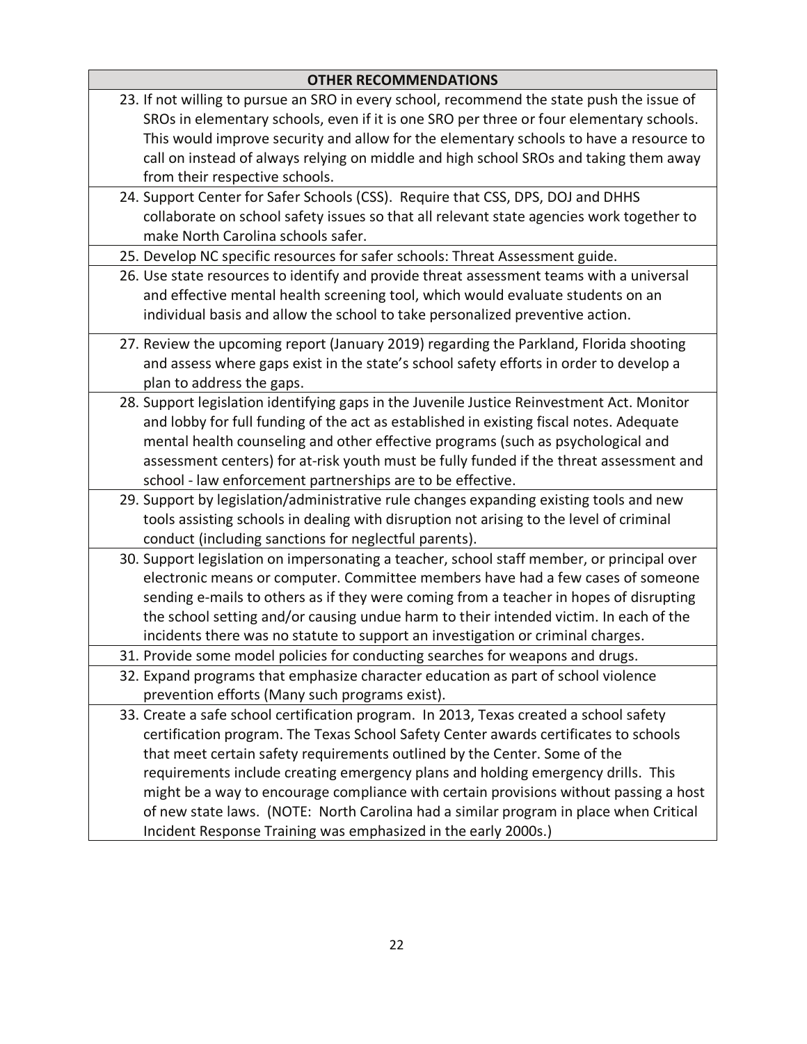| OTHER RECOMMENDATIONS |
| --- |
| 23. If not willing to pursue an SRO in every school, recommend the state push the issue of SROs in elementary schools, even if it is one SRO per three or four elementary schools. This would improve security and allow for the elementary schools to have a resource to call on instead of always relying on middle and high school SROs and taking them away from their respective schools. |
| 24. Support Center for Safer Schools (CSS). Require that CSS, DPS, DOJ and DHHS collaborate on school safety issues so that all relevant state agencies work together to make North Carolina schools safer. |
| 25. Develop NC specific resources for safer schools: Threat Assessment guide. |
| 26. Use state resources to identify and provide threat assessment teams with a universal and effective mental health screening tool, which would evaluate students on an individual basis and allow the school to take personalized preventive action. |
| 27. Review the upcoming report (January 2019) regarding the Parkland, Florida shooting and assess where gaps exist in the state's school safety efforts in order to develop a plan to address the gaps. |
| 28. Support legislation identifying gaps in the Juvenile Justice Reinvestment Act. Monitor and lobby for full funding of the act as established in existing fiscal notes. Adequate mental health counseling and other effective programs (such as psychological and assessment centers) for at-risk youth must be fully funded if the threat assessment and school - law enforcement partnerships are to be effective. |
| 29. Support by legislation/administrative rule changes expanding existing tools and new tools assisting schools in dealing with disruption not arising to the level of criminal conduct (including sanctions for neglectful parents). |
| 30. Support legislation on impersonating a teacher, school staff member, or principal over electronic means or computer. Committee members have had a few cases of someone sending e-mails to others as if they were coming from a teacher in hopes of disrupting the school setting and/or causing undue harm to their intended victim. In each of the incidents there was no statute to support an investigation or criminal charges. |
| 31. Provide some model policies for conducting searches for weapons and drugs. |
| 32. Expand programs that emphasize character education as part of school violence prevention efforts (Many such programs exist). |
| 33. Create a safe school certification program. In 2013, Texas created a school safety certification program. The Texas School Safety Center awards certificates to schools that meet certain safety requirements outlined by the Center. Some of the requirements include creating emergency plans and holding emergency drills. This might be a way to encourage compliance with certain provisions without passing a host of new state laws. (NOTE: North Carolina had a similar program in place when Critical Incident Response Training was emphasized in the early 2000s.) |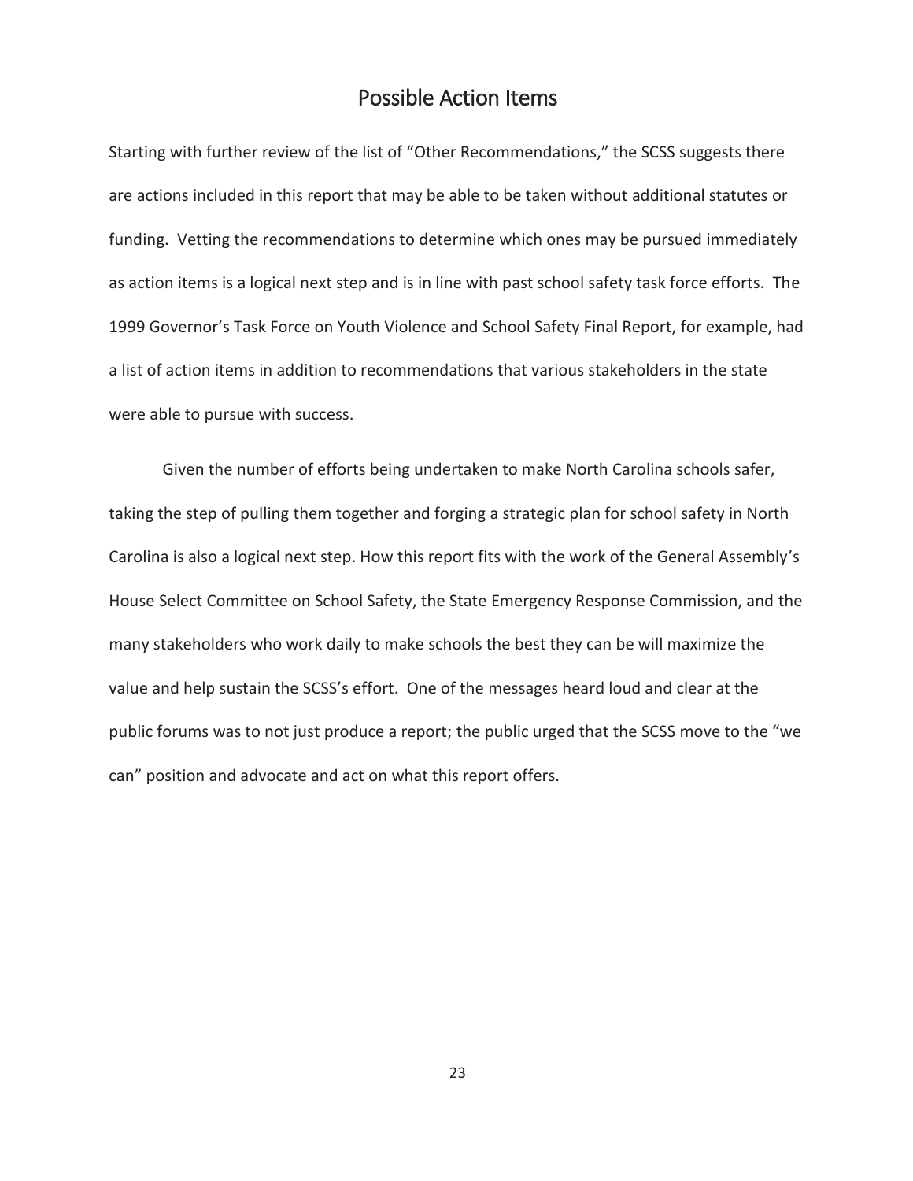## Possible Action Items

Starting with further review of the list of "Other Recommendations," the SCSS suggests there are actions included in this report that may be able to be taken without additional statutes or funding. Vetting the recommendations to determine which ones may be pursued immediately as action items is a logical next step and is in line with past school safety task force efforts. The 1999 Governor's Task Force on Youth Violence and School Safety Final Report, for example, had a list of action items in addition to recommendations that various stakeholders in the state were able to pursue with success.

Given the number of efforts being undertaken to make North Carolina schools safer, taking the step of pulling them together and forging a strategic plan for school safety in North Carolina is also a logical next step. How this report fits with the work of the General Assembly's House Select Committee on School Safety, the State Emergency Response Commission, and the many stakeholders who work daily to make schools the best they can be will maximize the value and help sustain the SCSS's effort. One of the messages heard loud and clear at the public forums was to not just produce a report; the public urged that the SCSS move to the "we can" position and advocate and act on what this report offers.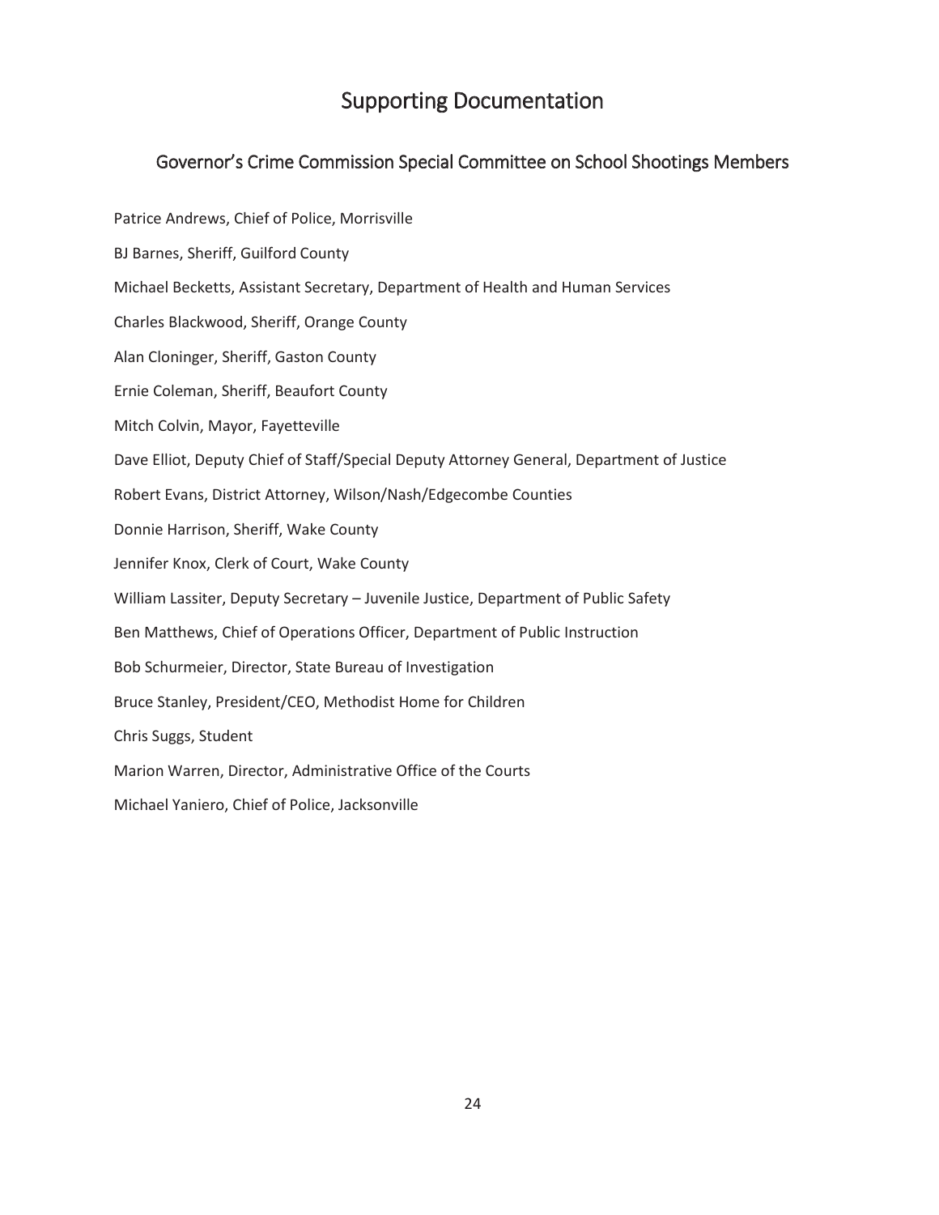# Supporting Documentation

## Governor's Crime Commission Special Committee on School Shootings Members

Patrice Andrews, Chief of Police, Morrisville

BJ Barnes, Sheriff, Guilford County

Michael Becketts, Assistant Secretary, Department of Health and Human Services

Charles Blackwood, Sheriff, Orange County

Alan Cloninger, Sheriff, Gaston County

Ernie Coleman, Sheriff, Beaufort County

Mitch Colvin, Mayor, Fayetteville

Dave Elliot, Deputy Chief of Staff/Special Deputy Attorney General, Department of Justice

Robert Evans, District Attorney, Wilson/Nash/Edgecombe Counties

Donnie Harrison, Sheriff, Wake County

Jennifer Knox, Clerk of Court, Wake County

William Lassiter, Deputy Secretary – Juvenile Justice, Department of Public Safety

Ben Matthews, Chief of Operations Officer, Department of Public Instruction

Bob Schurmeier, Director, State Bureau of Investigation

Bruce Stanley, President/CEO, Methodist Home for Children

Chris Suggs, Student

Marion Warren, Director, Administrative Office of the Courts

Michael Yaniero, Chief of Police, Jacksonville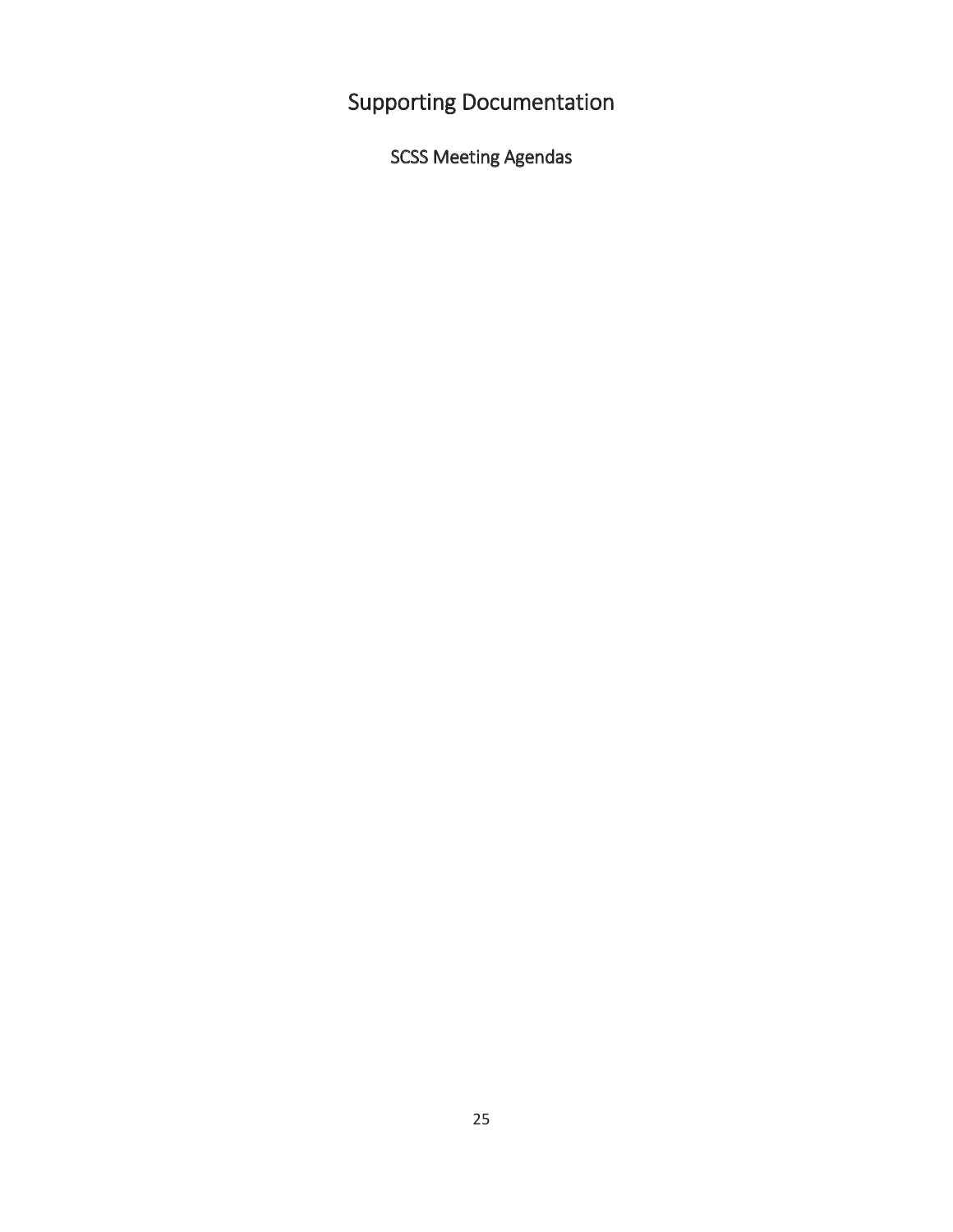# Supporting Documentation

## SCSS Meeting Agendas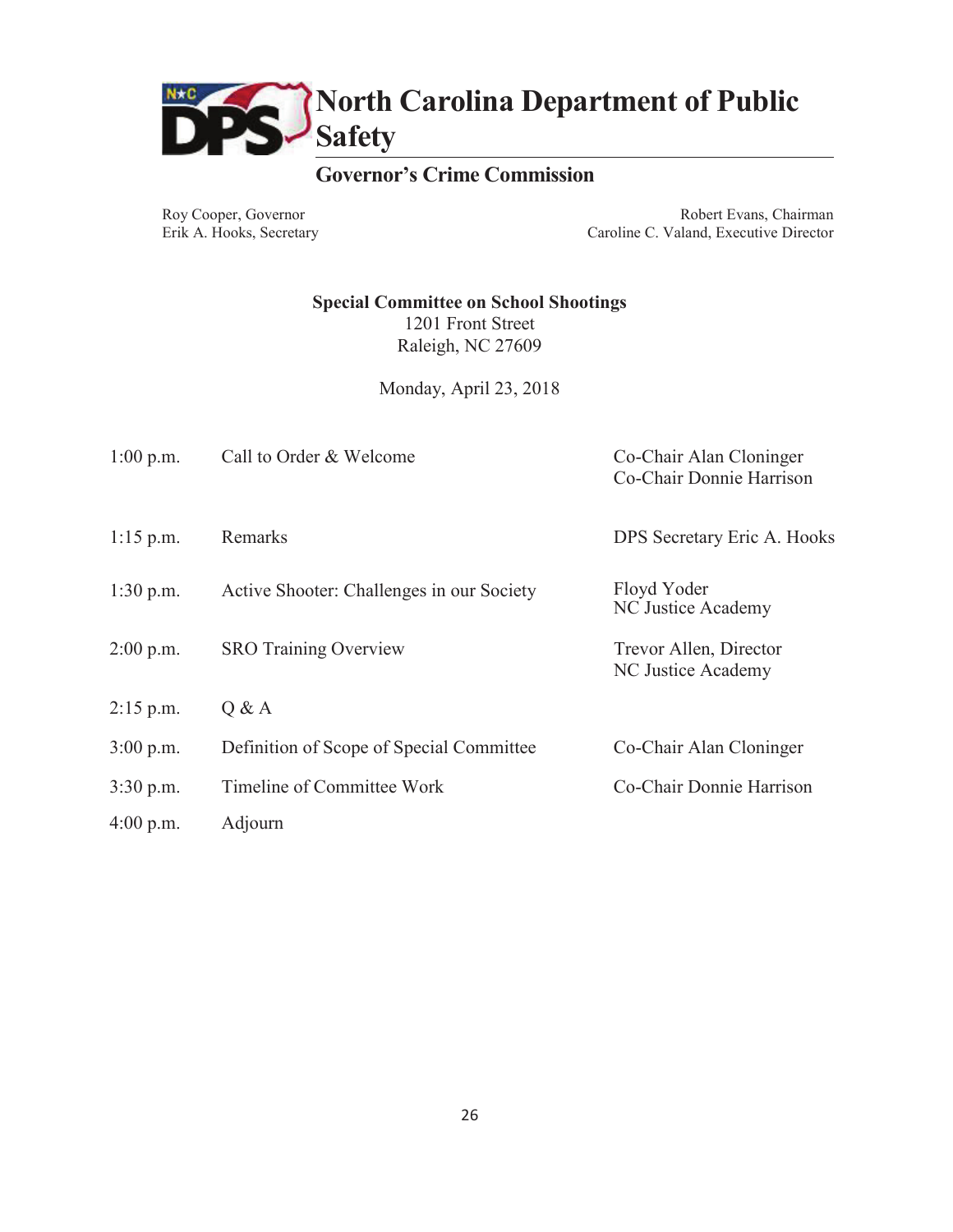# North Carolina Department of Public Safety

## Governor's Crime Commission

Roy Cooper, Governor
Erik A. Hooks, Secretary

Robert Evans, Chairman
Caroline C. Valand, Executive Director

**Special Committee on School Shootings**
1201 Front Street
Raleigh, NC 27609

Monday, April 23, 2018

| | | |
|---|---|---|
| 1:00 p.m. | Call to Order & Welcome | Co-Chair Alan Cloninger<br>Co-Chair Donnie Harrison |
| 1:15 p.m. | Remarks | DPS Secretary Eric A. Hooks |
| 1:30 p.m. | Active Shooter: Challenges in our Society | Floyd Yoder<br>NC Justice Academy |
| 2:00 p.m. | SRO Training Overview | Trevor Allen, Director<br>NC Justice Academy |
| 2:15 p.m. | Q & A | |
| 3:00 p.m. | Definition of Scope of Special Committee | Co-Chair Alan Cloninger |
| 3:30 p.m. | Timeline of Committee Work | Co-Chair Donnie Harrison |
| 4:00 p.m. | Adjourn | |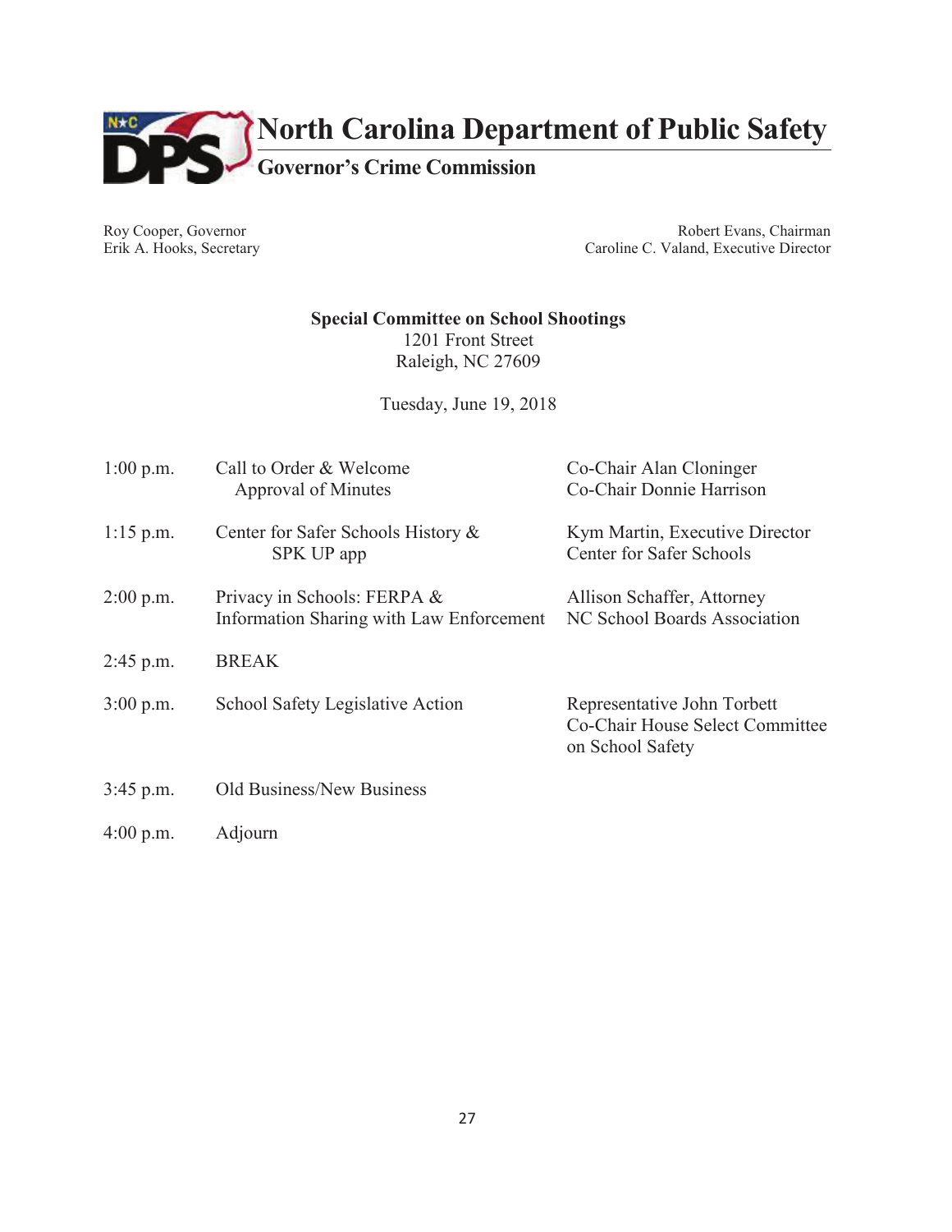# North Carolina Department of Public Safety

## Governor's Crime Commission

Roy Cooper, Governor
Erik A. Hooks, Secretary

Robert Evans, Chairman
Caroline C. Valand, Executive Director

**Special Committee on School Shootings**
1201 Front Street
Raleigh, NC 27609

Tuesday, June 19, 2018

| Time | Agenda Item | Presenter |
|---|---|---|
| 1:00 p.m. | Call to Order & Welcome<br>Approval of Minutes | Co-Chair Alan Cloninger<br>Co-Chair Donnie Harrison |
| 1:15 p.m. | Center for Safer Schools History & SPK UP app | Kym Martin, Executive Director<br>Center for Safer Schools |
| 2:00 p.m. | Privacy in Schools: FERPA & Information Sharing with Law Enforcement | Allison Schaffer, Attorney<br>NC School Boards Association |
| 2:45 p.m. | BREAK | |
| 3:00 p.m. | School Safety Legislative Action | Representative John Torbett<br>Co-Chair House Select Committee on School Safety |
| 3:45 p.m. | Old Business/New Business | |
| 4:00 p.m. | Adjourn | |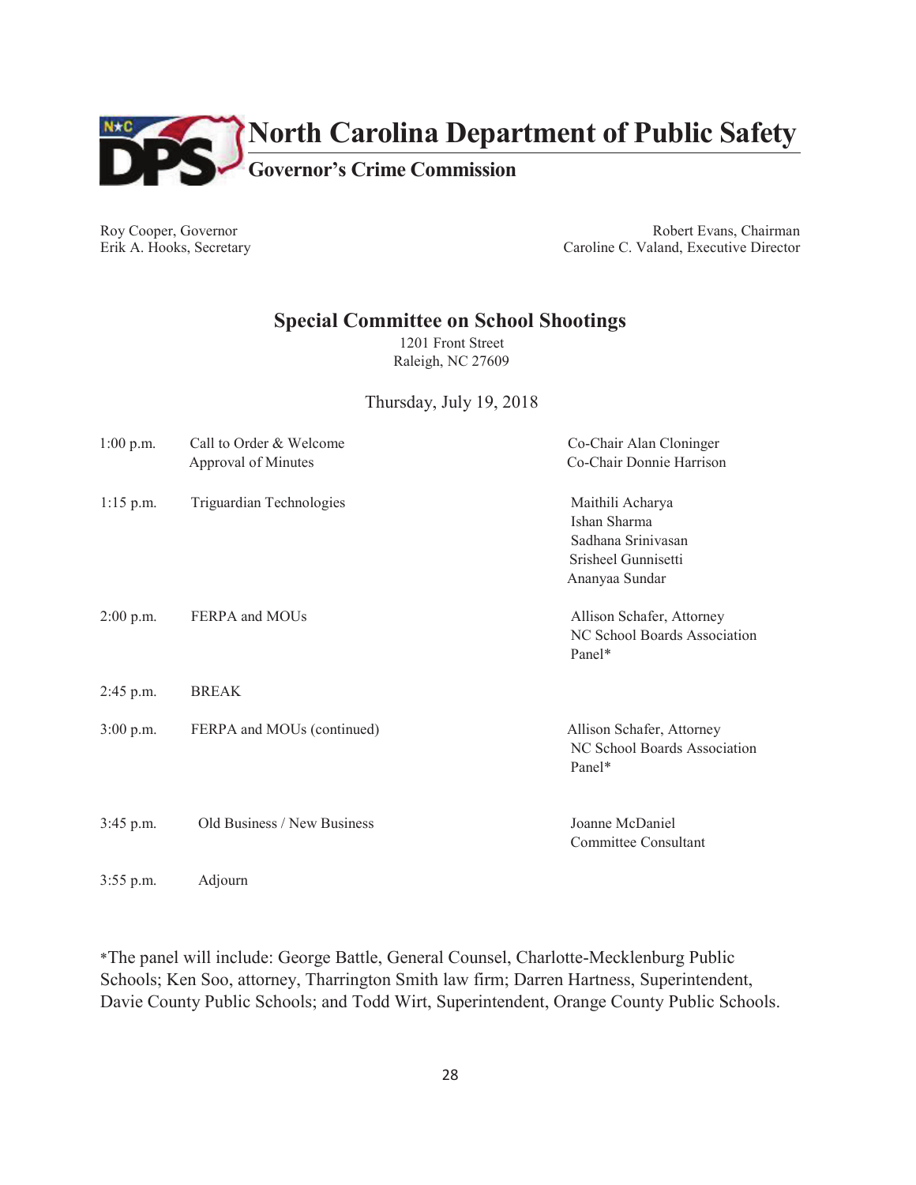# North Carolina Department of Public Safety

## Governor's Crime Commission

| | |
|---|---|
| Roy Cooper, Governor | Robert Evans, Chairman |
| Erik A. Hooks, Secretary | Caroline C. Valand, Executive Director |

## Special Committee on School Shootings

1201 Front Street
Raleigh, NC 27609

Thursday, July 19, 2018

| Time | Item | Presenter |
|---|---|---|
| 1:00 p.m. | Call to Order & Welcome<br>Approval of Minutes | Co-Chair Alan Cloninger<br>Co-Chair Donnie Harrison |
| 1:15 p.m. | Triguardian Technologies | Maithili Acharya<br>Ishan Sharma<br>Sadhana Srinivasan<br>Srisheel Gunnisetti<br>Ananyaa Sundar |
| 2:00 p.m. | FERPA and MOUs | Allison Schafer, Attorney<br>NC School Boards Association<br>Panel* |
| 2:45 p.m. | BREAK | |
| 3:00 p.m. | FERPA and MOUs (continued) | Allison Schafer, Attorney<br>NC School Boards Association<br>Panel* |
| 3:45 p.m. | Old Business / New Business | Joanne McDaniel<br>Committee Consultant |
| 3:55 p.m. | Adjourn | |

*The panel will include: George Battle, General Counsel, Charlotte-Mecklenburg Public Schools; Ken Soo, attorney, Tharrington Smith law firm; Darren Hartness, Superintendent, Davie County Public Schools; and Todd Wirt, Superintendent, Orange County Public Schools.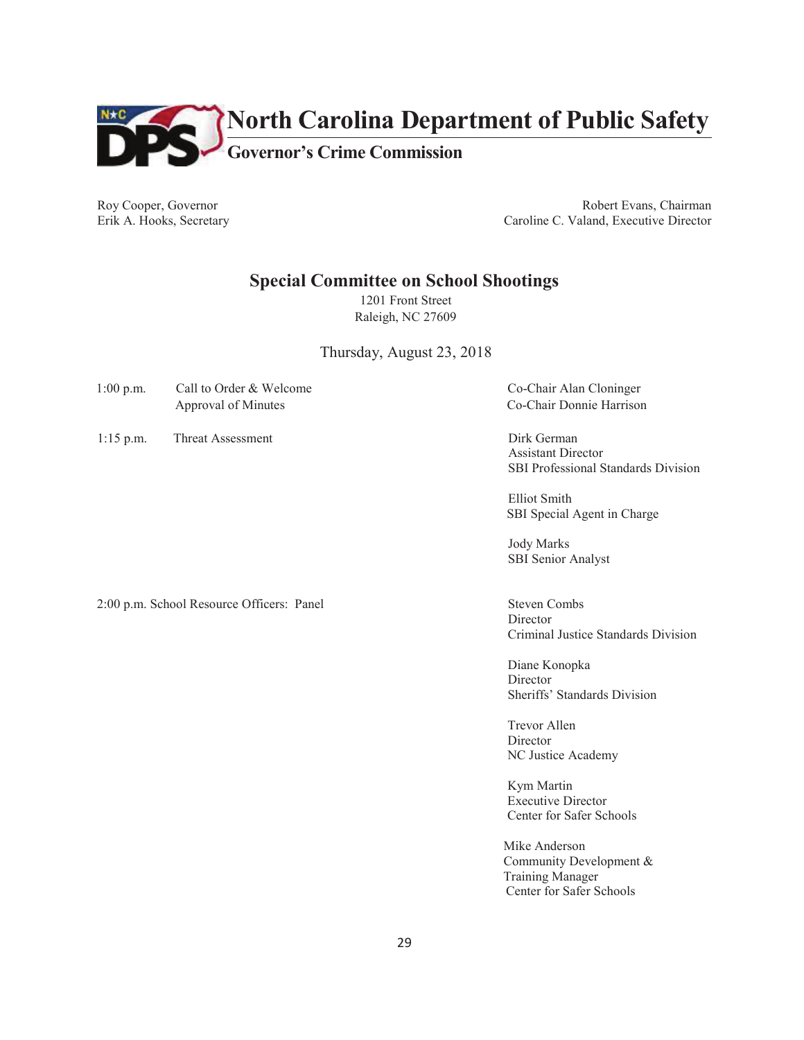# North Carolina Department of Public Safety

## Governor's Crime Commission

Roy Cooper, Governor
Erik A. Hooks, Secretary

Robert Evans, Chairman
Caroline C. Valand, Executive Director

## Special Committee on School Shootings

1201 Front Street
Raleigh, NC 27609

Thursday, August 23, 2018

| | | |
|---|---|---|
| 1:00 p.m. | Call to Order & Welcome<br>Approval of Minutes | Co-Chair Alan Cloninger<br>Co-Chair Donnie Harrison |
| 1:15 p.m. | Threat Assessment | Dirk German<br>Assistant Director<br>SBI Professional Standards Division<br><br>Elliot Smith<br>SBI Special Agent in Charge<br><br>Jody Marks<br>SBI Senior Analyst |
| 2:00 p.m. | School Resource Officers: Panel | Steven Combs<br>Director<br>Criminal Justice Standards Division<br><br>Diane Konopka<br>Director<br>Sheriffs' Standards Division<br><br>Trevor Allen<br>Director<br>NC Justice Academy<br><br>Kym Martin<br>Executive Director<br>Center for Safer Schools<br><br>Mike Anderson<br>Community Development &<br>Training Manager<br>Center for Safer Schools |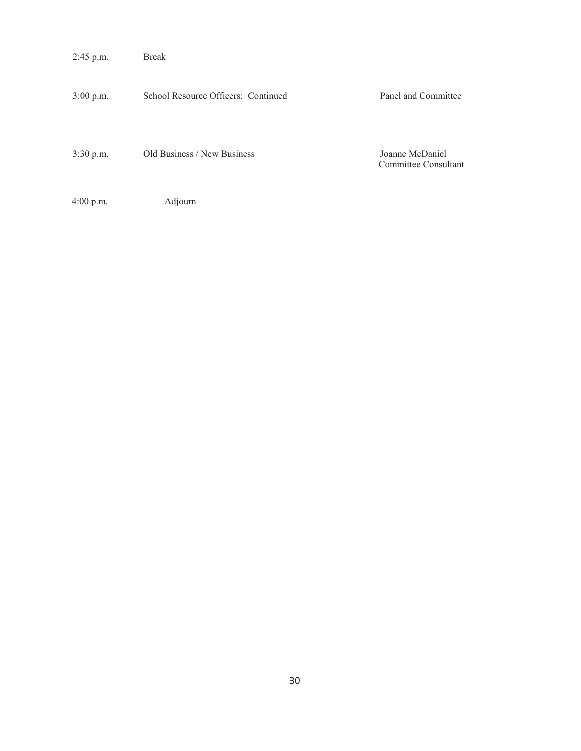| | | |
|---|---|---|
| 2:45 p.m. | Break | |
| 3:00 p.m. | School Resource Officers: Continued | Panel and Committee |
| 3:30 p.m. | Old Business / New Business | Joanne McDaniel<br>Committee Consultant |
| 4:00 p.m. | Adjourn | |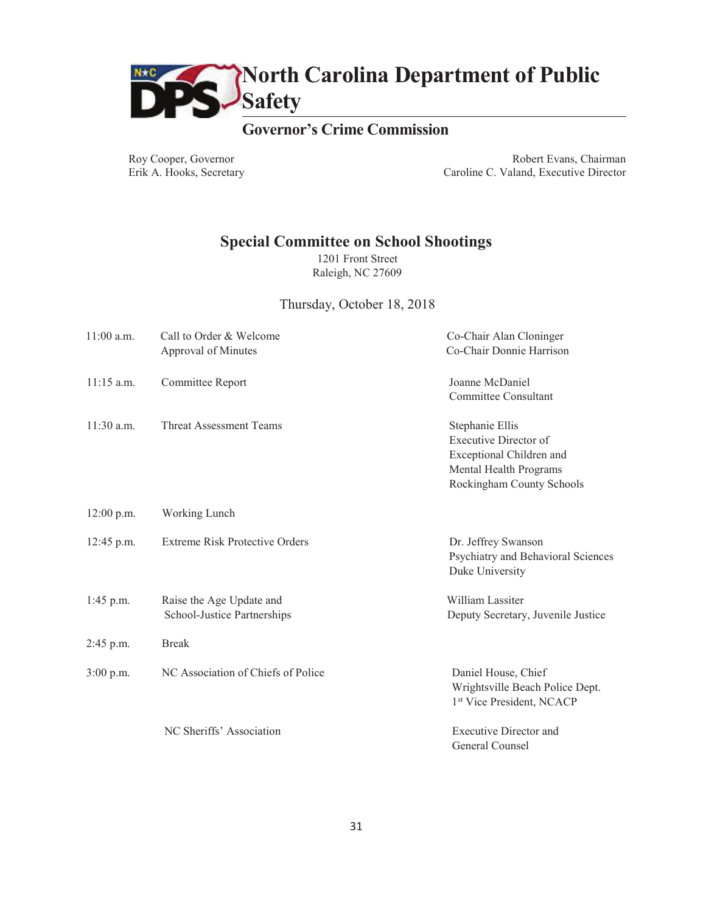# North Carolina Department of Public Safety

## Governor's Crime Commission

Roy Cooper, Governor
Erik A. Hooks, Secretary

Robert Evans, Chairman
Caroline C. Valand, Executive Director

## Special Committee on School Shootings

1201 Front Street
Raleigh, NC 27609

Thursday, October 18, 2018

| Time | Agenda Item | Presenter |
|---|---|---|
| 11:00 a.m. | Call to Order & Welcome<br>Approval of Minutes | Co-Chair Alan Cloninger<br>Co-Chair Donnie Harrison |
| 11:15 a.m. | Committee Report | Joanne McDaniel<br>Committee Consultant |
| 11:30 a.m. | Threat Assessment Teams | Stephanie Ellis<br>Executive Director of Exceptional Children and Mental Health Programs<br>Rockingham County Schools |
| 12:00 p.m. | Working Lunch | |
| 12:45 p.m. | Extreme Risk Protective Orders | Dr. Jeffrey Swanson<br>Psychiatry and Behavioral Sciences<br>Duke University |
| 1:45 p.m. | Raise the Age Update and School-Justice Partnerships | William Lassiter<br>Deputy Secretary, Juvenile Justice |
| 2:45 p.m. | Break | |
| 3:00 p.m. | NC Association of Chiefs of Police | Daniel House, Chief<br>Wrightsville Beach Police Dept.<br>1st Vice President, NCACP |
| | NC Sheriffs' Association | Executive Director and<br>General Counsel |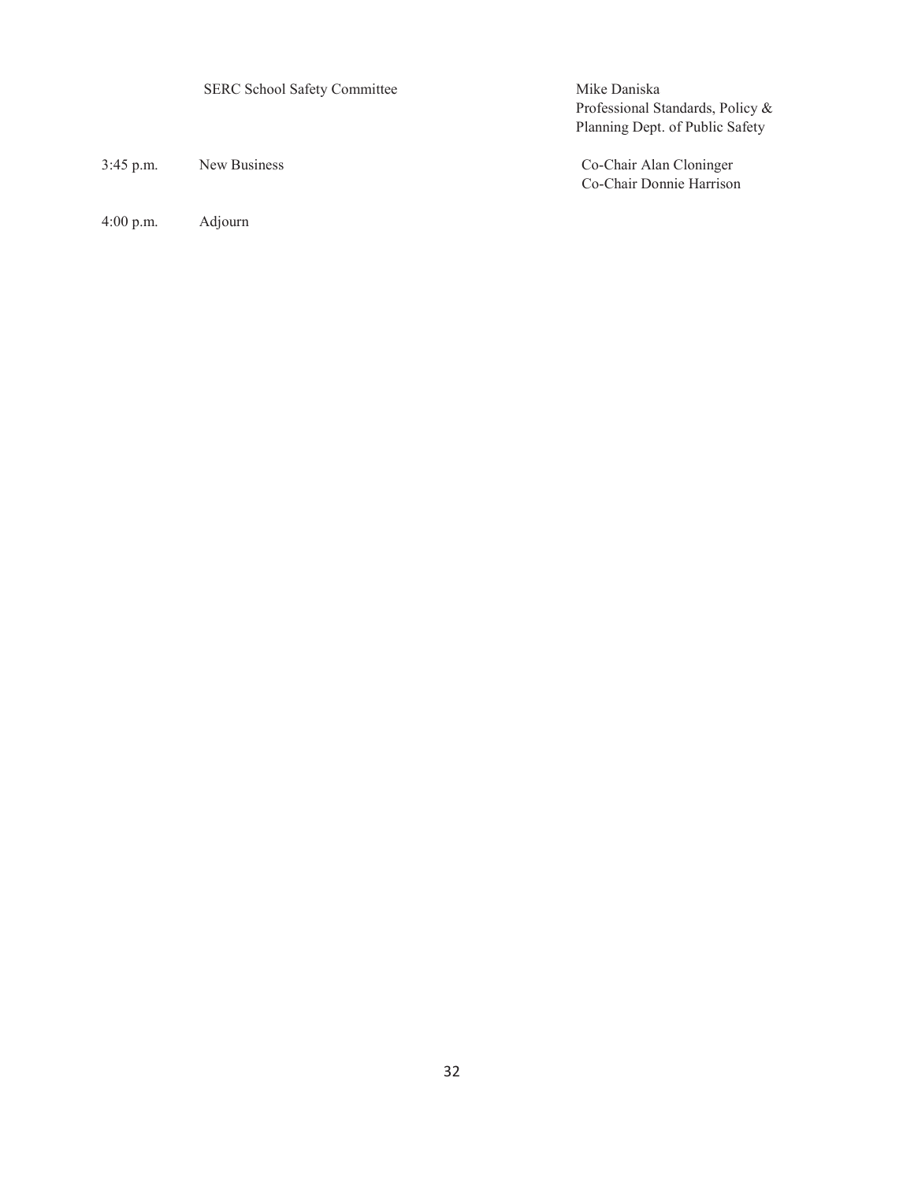| | | |
|---|---|---|
| | SERC School Safety Committee | Mike Daniska<br>Professional Standards, Policy &<br>Planning Dept. of Public Safety |
| 3:45 p.m. | New Business | Co-Chair Alan Cloninger<br>Co-Chair Donnie Harrison |
| 4:00 p.m. | Adjourn | |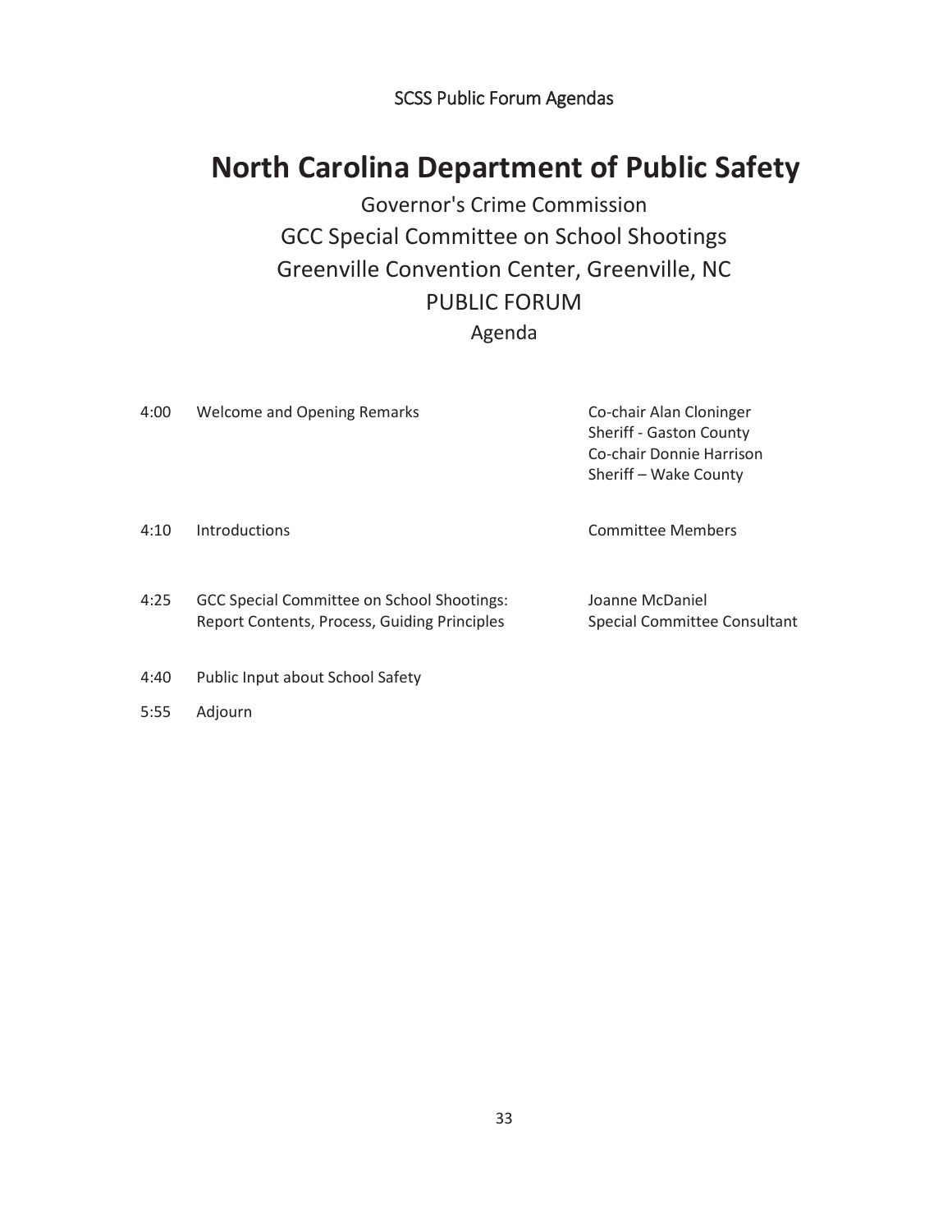SCSS Public Forum Agendas

# North Carolina Department of Public Safety

Governor's Crime Commission

GCC Special Committee on School Shootings

Greenville Convention Center, Greenville, NC

PUBLIC FORUM

Agenda

| | | |
|---|---|---|
| 4:00 | Welcome and Opening Remarks | Co-chair Alan Cloninger<br>Sheriff - Gaston County<br>Co-chair Donnie Harrison<br>Sheriff – Wake County |
| 4:10 | Introductions | Committee Members |
| 4:25 | GCC Special Committee on School Shootings:<br>Report Contents, Process, Guiding Principles | Joanne McDaniel<br>Special Committee Consultant |
| 4:40 | Public Input about School Safety | |
| 5:55 | Adjourn | |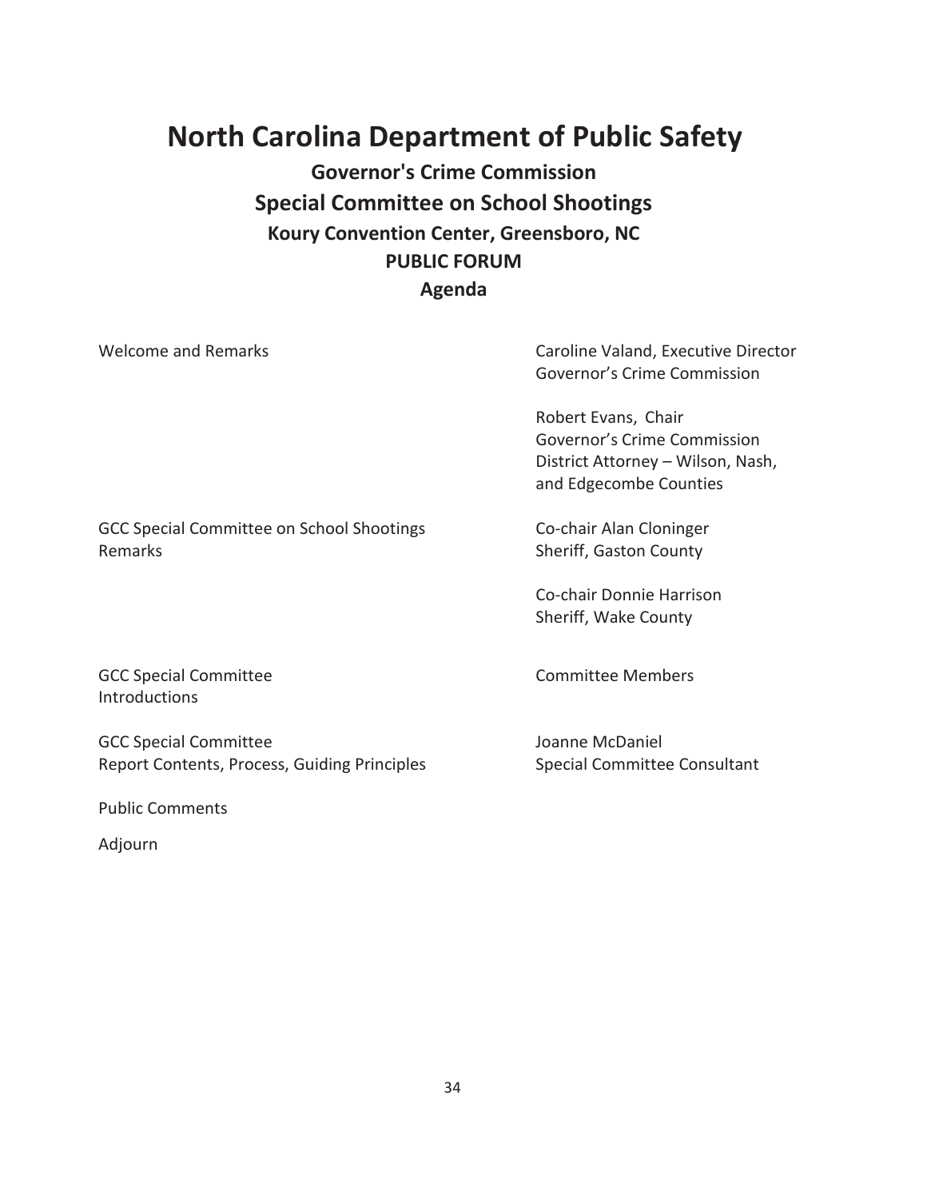# North Carolina Department of Public Safety

## Governor's Crime Commission

## Special Committee on School Shootings

### Koury Convention Center, Greensboro, NC

### PUBLIC FORUM

### Agenda

| | |
|---|---|
| Welcome and Remarks | Caroline Valand, Executive Director<br>Governor's Crime Commission |
| | Robert Evans, Chair<br>Governor's Crime Commission<br>District Attorney – Wilson, Nash, and Edgecombe Counties |
| GCC Special Committee on School Shootings Remarks | Co-chair Alan Cloninger<br>Sheriff, Gaston County |
| | Co-chair Donnie Harrison<br>Sheriff, Wake County |
| GCC Special Committee Introductions | Committee Members |
| GCC Special Committee Report Contents, Process, Guiding Principles | Joanne McDaniel<br>Special Committee Consultant |
| Public Comments | |
| Adjourn | |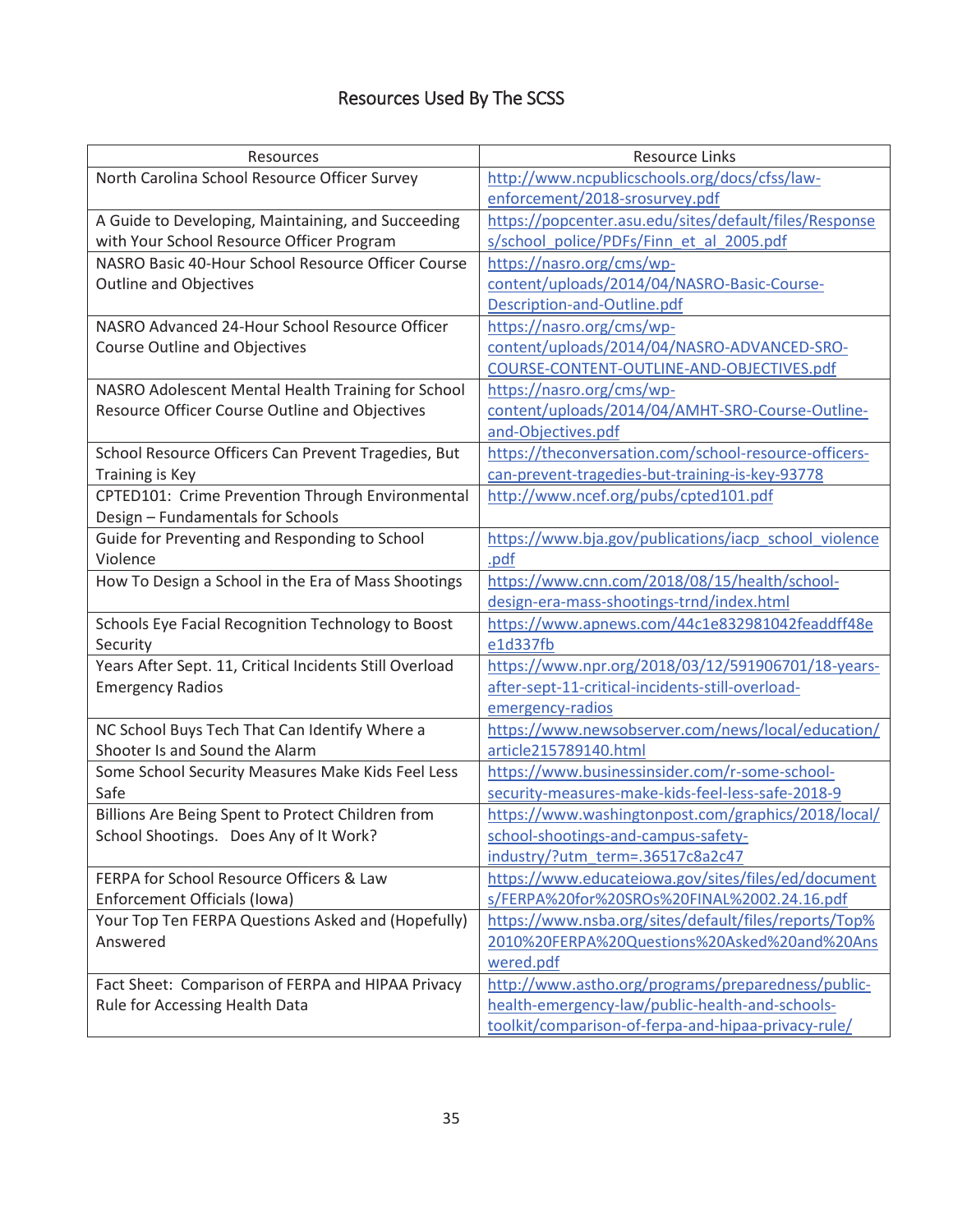# Resources Used By The SCSS

| Resources | Resource Links |
|---|---|
| North Carolina School Resource Officer Survey | http://www.ncpublicschools.org/docs/cfss/law-enforcement/2018-srosurvey.pdf |
| A Guide to Developing, Maintaining, and Succeeding with Your School Resource Officer Program | https://popcenter.asu.edu/sites/default/files/Responses/school_police/PDFs/Finn_et_al_2005.pdf |
| NASRO Basic 40-Hour School Resource Officer Course Outline and Objectives | https://nasro.org/cms/wp-content/uploads/2014/04/NASRO-Basic-Course-Description-and-Outline.pdf |
| NASRO Advanced 24-Hour School Resource Officer Course Outline and Objectives | https://nasro.org/cms/wp-content/uploads/2014/04/NASRO-ADVANCED-SRO-COURSE-CONTENT-OUTLINE-AND-OBJECTIVES.pdf |
| NASRO Adolescent Mental Health Training for School Resource Officer Course Outline and Objectives | https://nasro.org/cms/wp-content/uploads/2014/04/AMHT-SRO-Course-Outline-and-Objectives.pdf |
| School Resource Officers Can Prevent Tragedies, But Training is Key | https://theconversation.com/school-resource-officers-can-prevent-tragedies-but-training-is-key-93778 |
| CPTED101: Crime Prevention Through Environmental Design – Fundamentals for Schools | http://www.ncef.org/pubs/cpted101.pdf |
| Guide for Preventing and Responding to School Violence | https://www.bja.gov/publications/iacp_school_violence.pdf |
| How To Design a School in the Era of Mass Shootings | https://www.cnn.com/2018/08/15/health/school-design-era-mass-shootings-trnd/index.html |
| Schools Eye Facial Recognition Technology to Boost Security | https://www.apnews.com/44c1e832981042feaddff48ee1d337fb |
| Years After Sept. 11, Critical Incidents Still Overload Emergency Radios | https://www.npr.org/2018/03/12/591906701/18-years-after-sept-11-critical-incidents-still-overload-emergency-radios |
| NC School Buys Tech That Can Identify Where a Shooter Is and Sound the Alarm | https://www.newsobserver.com/news/local/education/article215789140.html |
| Some School Security Measures Make Kids Feel Less Safe | https://www.businessinsider.com/r-some-school-security-measures-make-kids-feel-less-safe-2018-9 |
| Billions Are Being Spent to Protect Children from School Shootings. Does Any of It Work? | https://www.washingtonpost.com/graphics/2018/local/school-shootings-and-campus-safety-industry/?utm_term=.36517c8a2c47 |
| FERPA for School Resource Officers & Law Enforcement Officials (Iowa) | https://www.educateiowa.gov/sites/files/ed/documents/FERPA%20for%20SROs%20FINAL%2002.24.16.pdf |
| Your Top Ten FERPA Questions Asked and (Hopefully) Answered | https://www.nsba.org/sites/default/files/reports/Top%2010%20FERPA%20Questions%20Asked%20and%20Answered.pdf |
| Fact Sheet: Comparison of FERPA and HIPAA Privacy Rule for Accessing Health Data | http://www.astho.org/programs/preparedness/public-health-emergency-law/public-health-and-schools-toolkit/comparison-of-ferpa-and-hipaa-privacy-rule/ |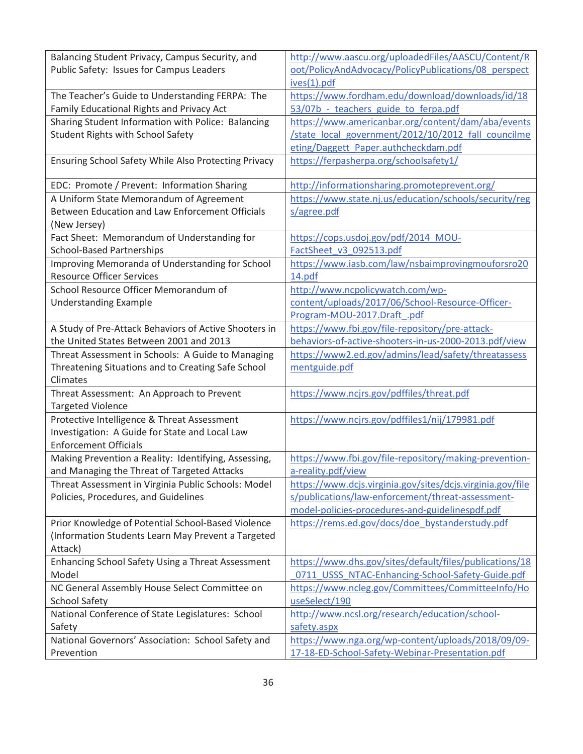| | |
|---|---|
| Balancing Student Privacy, Campus Security, and Public Safety: Issues for Campus Leaders | http://www.aascu.org/uploadedFiles/AASCU/Content/Root/PolicyAndAdvocacy/PolicyPublications/08_perspectives(1).pdf |
| The Teacher's Guide to Understanding FERPA: The Family Educational Rights and Privacy Act | https://www.fordham.edu/download/downloads/id/1853/07b_-_teachers_guide_to_ferpa.pdf |
| Sharing Student Information with Police: Balancing Student Rights with School Safety | https://www.americanbar.org/content/dam/aba/events/state_local_government/2012/10/2012_fall_councilmeeting/Daggett_Paper.authcheckdam.pdf |
| Ensuring School Safety While Also Protecting Privacy | https://ferpasherpa.org/schoolsafety1/ |
| EDC: Promote / Prevent: Information Sharing | http://informationsharing.promoteprevent.org/ |
| A Uniform State Memorandum of Agreement Between Education and Law Enforcement Officials (New Jersey) | https://www.state.nj.us/education/schools/security/regs/agree.pdf |
| Fact Sheet: Memorandum of Understanding for School-Based Partnerships | https://cops.usdoj.gov/pdf/2014_MOU-FactSheet_v3_092513.pdf |
| Improving Memoranda of Understanding for School Resource Officer Services | https://www.iasb.com/law/nsbaimprovingmouforsro2014.pdf |
| School Resource Officer Memorandum of Understanding Example | http://www.ncpolicywatch.com/wp-content/uploads/2017/06/School-Resource-Officer-Program-MOU-2017.Draft_.pdf |
| A Study of Pre-Attack Behaviors of Active Shooters in the United States Between 2001 and 2013 | https://www.fbi.gov/file-repository/pre-attack-behaviors-of-active-shooters-in-us-2000-2013.pdf/view |
| Threat Assessment in Schools: A Guide to Managing Threatening Situations and to Creating Safe School Climates | https://www2.ed.gov/admins/lead/safety/threatassessmentguide.pdf |
| Threat Assessment: An Approach to Prevent Targeted Violence | https://www.ncjrs.gov/pdffiles/threat.pdf |
| Protective Intelligence & Threat Assessment Investigation: A Guide for State and Local Law Enforcement Officials | https://www.ncjrs.gov/pdffiles1/nij/179981.pdf |
| Making Prevention a Reality: Identifying, Assessing, and Managing the Threat of Targeted Attacks | https://www.fbi.gov/file-repository/making-prevention-a-reality.pdf/view |
| Threat Assessment in Virginia Public Schools: Model Policies, Procedures, and Guidelines | https://www.dcjs.virginia.gov/sites/dcjs.virginia.gov/files/publications/law-enforcement/threat-assessment-model-policies-procedures-and-guidelinespdf.pdf |
| Prior Knowledge of Potential School-Based Violence (Information Students Learn May Prevent a Targeted Attack) | https://rems.ed.gov/docs/doe_bystanderstudy.pdf |
| Enhancing School Safety Using a Threat Assessment Model | https://www.dhs.gov/sites/default/files/publications/18_0711_USSS_NTAC-Enhancing-School-Safety-Guide.pdf |
| NC General Assembly House Select Committee on School Safety | https://www.ncleg.gov/Committees/CommitteeInfo/HouseSelect/190 |
| National Conference of State Legislatures: School Safety | http://www.ncsl.org/research/education/school-safety.aspx |
| National Governors' Association: School Safety and Prevention | https://www.nga.org/wp-content/uploads/2018/09/09-17-18-ED-School-Safety-Webinar-Presentation.pdf |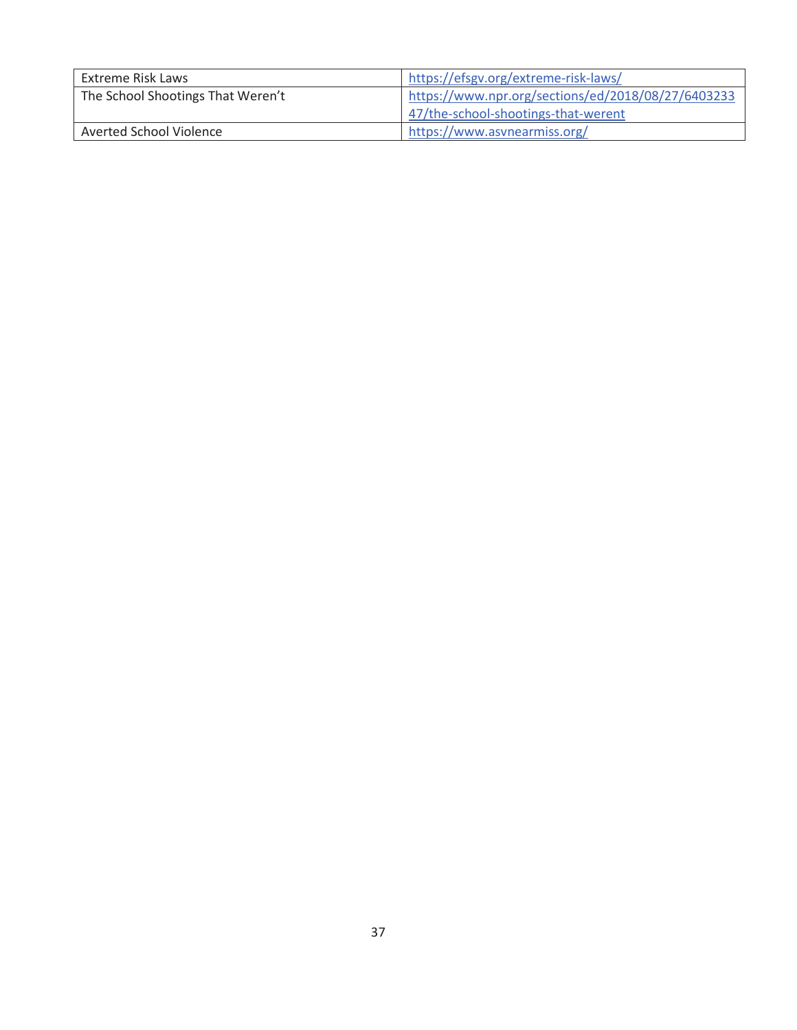| Extreme Risk Laws | https://efsgv.org/extreme-risk-laws/ |
| --- | --- |
| The School Shootings That Weren't | https://www.npr.org/sections/ed/2018/08/27/640323347/the-school-shootings-that-werent |
| Averted School Violence | https://www.asvnearmiss.org/ |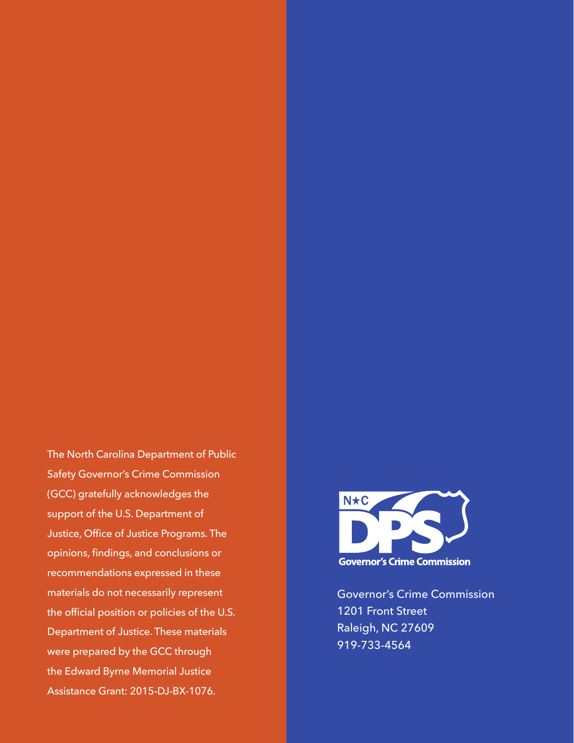The North Carolina Department of Public Safety Governor's Crime Commission (GCC) gratefully acknowledges the support of the U.S. Department of Justice, Office of Justice Programs. The opinions, findings, and conclusions or recommendations expressed in these materials do not necessarily represent the official position or policies of the U.S. Department of Justice. These materials were prepared by the GCC through the Edward Byrne Memorial Justice Assistance Grant: 2015-DJ-BX-1076.

N★C DPS Governor's Crime Commission

Governor's Crime Commission
1201 Front Street
Raleigh, NC 27609
919-733-4564